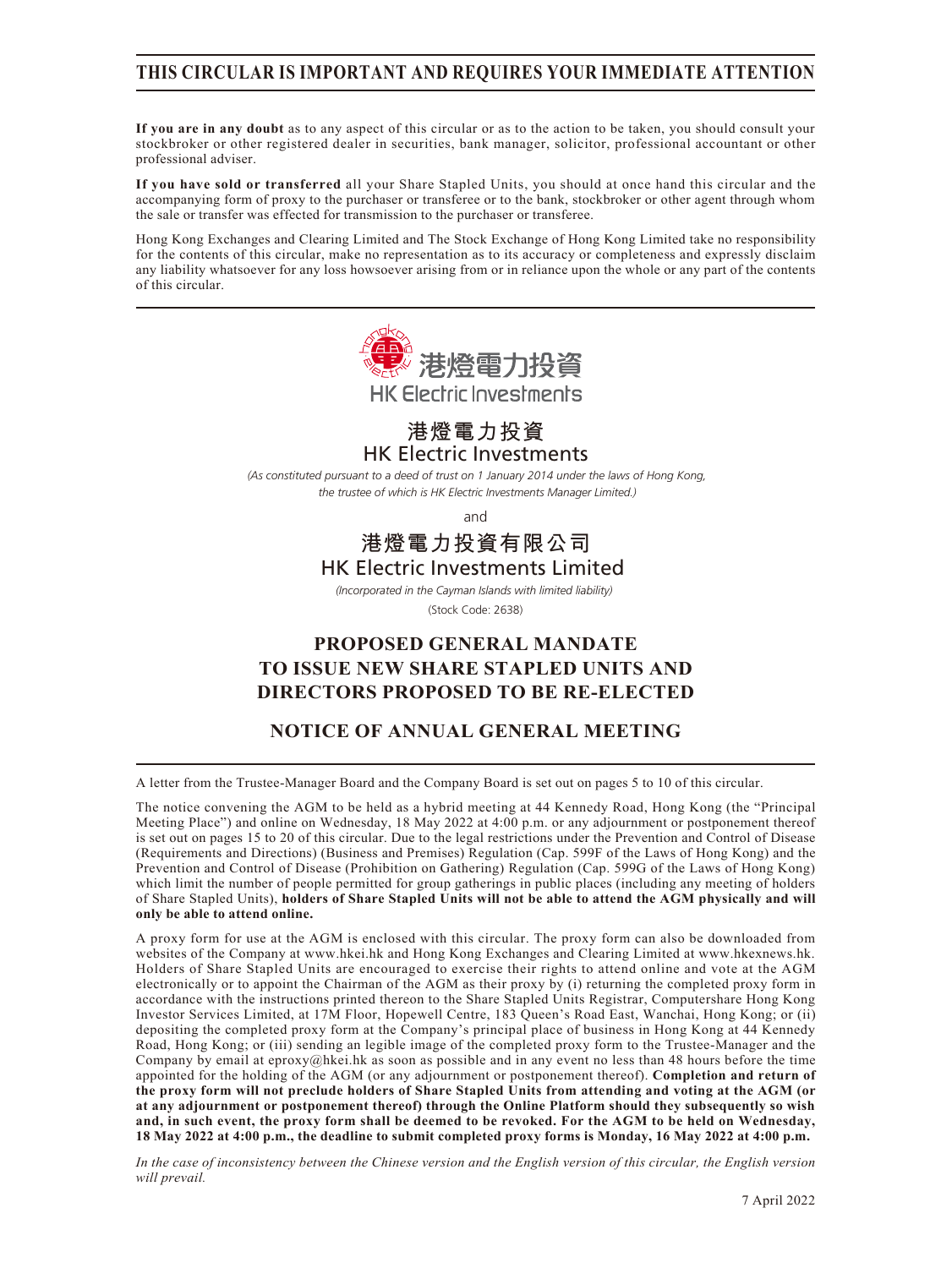# THIS CIRCULAR IS IMPORTANT AND REQUIRES YOUR IMMEDIATE ATTENTION

**If you are in any doubt** as to any aspect of this circular or as to the action to be taken, you should consult your stockbroker or other registered dealer in securities, bank manager, solicitor, professional accountant or other professional adviser.

**If you have sold or transferred** all your Share Stapled Units, you should at once hand this circular and the accompanying form of proxy to the purchaser or transferee or to the bank, stockbroker or other agent through whom the sale or transfer was effected for transmission to the purchaser or transferee.

Hong Kong Exchanges and Clearing Limited and The Stock Exchange of Hong Kong Limited take no responsibility for the contents of this circular, make no representation as to its accuracy or completeness and expressly disclaim any liability whatsoever for any loss howsoever arising from or in reliance upon the whole or any part of the contents of this circular.

港燈電力投資
HK Electric Investments

## 港燈電力投資
## HK Electric Investments

*(As constituted pursuant to a deed of trust on 1 January 2014 under the laws of Hong Kong, the trustee of which is HK Electric Investments Manager Limited.)*

and

## 港燈電力投資有限公司
## HK Electric Investments Limited

*(Incorporated in the Cayman Islands with limited liability)*

(Stock Code: 2638)

# PROPOSED GENERAL MANDATE TO ISSUE NEW SHARE STAPLED UNITS AND DIRECTORS PROPOSED TO BE RE-ELECTED

# NOTICE OF ANNUAL GENERAL MEETING

A letter from the Trustee-Manager Board and the Company Board is set out on pages 5 to 10 of this circular.

The notice convening the AGM to be held as a hybrid meeting at 44 Kennedy Road, Hong Kong (the "Principal Meeting Place") and online on Wednesday, 18 May 2022 at 4:00 p.m. or any adjournment or postponement thereof is set out on pages 15 to 20 of this circular. Due to the legal restrictions under the Prevention and Control of Disease (Requirements and Directions) (Business and Premises) Regulation (Cap. 599F of the Laws of Hong Kong) and the Prevention and Control of Disease (Prohibition on Gathering) Regulation (Cap. 599G of the Laws of Hong Kong) which limit the number of people permitted for group gatherings in public places (including any meeting of holders of Share Stapled Units), **holders of Share Stapled Units will not be able to attend the AGM physically and will only be able to attend online.**

A proxy form for use at the AGM is enclosed with this circular. The proxy form can also be downloaded from websites of the Company at www.hkei.hk and Hong Kong Exchanges and Clearing Limited at www.hkexnews.hk. Holders of Share Stapled Units are encouraged to exercise their rights to attend online and vote at the AGM electronically or to appoint the Chairman of the AGM as their proxy by (i) returning the completed proxy form in accordance with the instructions printed thereon to the Share Stapled Units Registrar, Computershare Hong Kong Investor Services Limited, at 17M Floor, Hopewell Centre, 183 Queen's Road East, Wanchai, Hong Kong; or (ii) depositing the completed proxy form at the Company's principal place of business in Hong Kong at 44 Kennedy Road, Hong Kong; or (iii) sending an legible image of the completed proxy form to the Trustee-Manager and the Company by email at eproxy@hkei.hk as soon as possible and in any event no less than 48 hours before the time appointed for the holding of the AGM (or any adjournment or postponement thereof). **Completion and return of the proxy form will not preclude holders of Share Stapled Units from attending and voting at the AGM (or at any adjournment or postponement thereof) through the Online Platform should they subsequently so wish and, in such event, the proxy form shall be deemed to be revoked. For the AGM to be held on Wednesday, 18 May 2022 at 4:00 p.m., the deadline to submit completed proxy forms is Monday, 16 May 2022 at 4:00 p.m.**

*In the case of inconsistency between the Chinese version and the English version of this circular, the English version will prevail.*

7 April 2022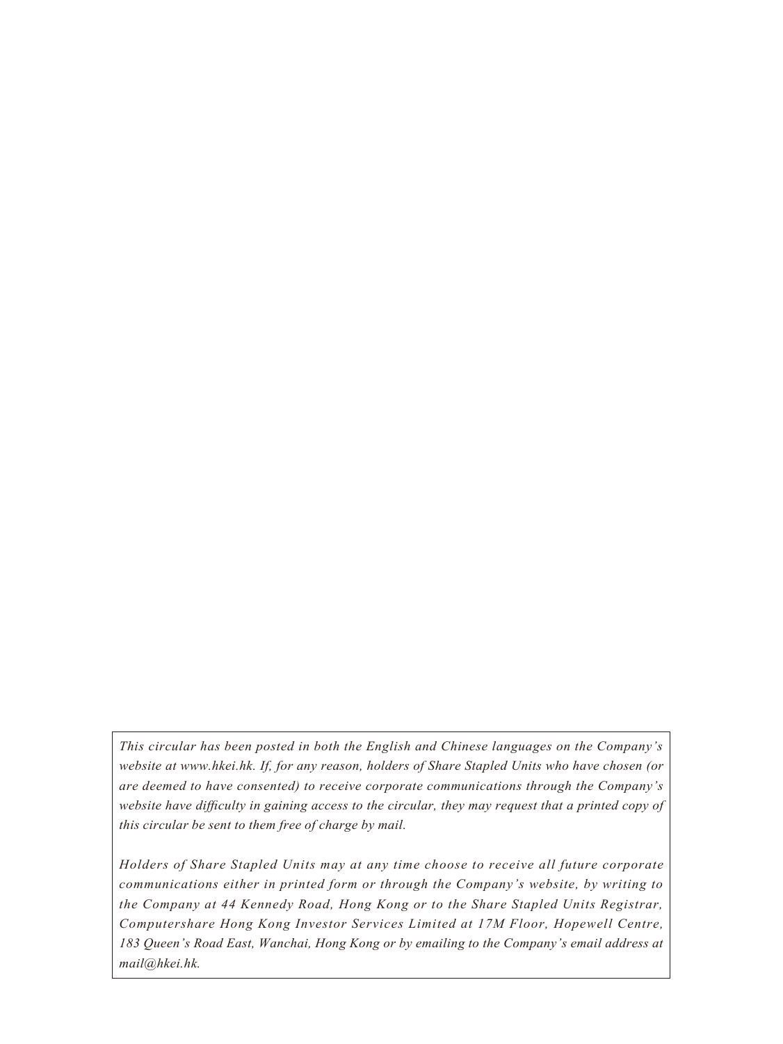*This circular has been posted in both the English and Chinese languages on the Company's website at www.hkei.hk. If, for any reason, holders of Share Stapled Units who have chosen (or are deemed to have consented) to receive corporate communications through the Company's website have difficulty in gaining access to the circular, they may request that a printed copy of this circular be sent to them free of charge by mail.*

*Holders of Share Stapled Units may at any time choose to receive all future corporate communications either in printed form or through the Company's website, by writing to the Company at 44 Kennedy Road, Hong Kong or to the Share Stapled Units Registrar, Computershare Hong Kong Investor Services Limited at 17M Floor, Hopewell Centre, 183 Queen's Road East, Wanchai, Hong Kong or by emailing to the Company's email address at mail@hkei.hk.*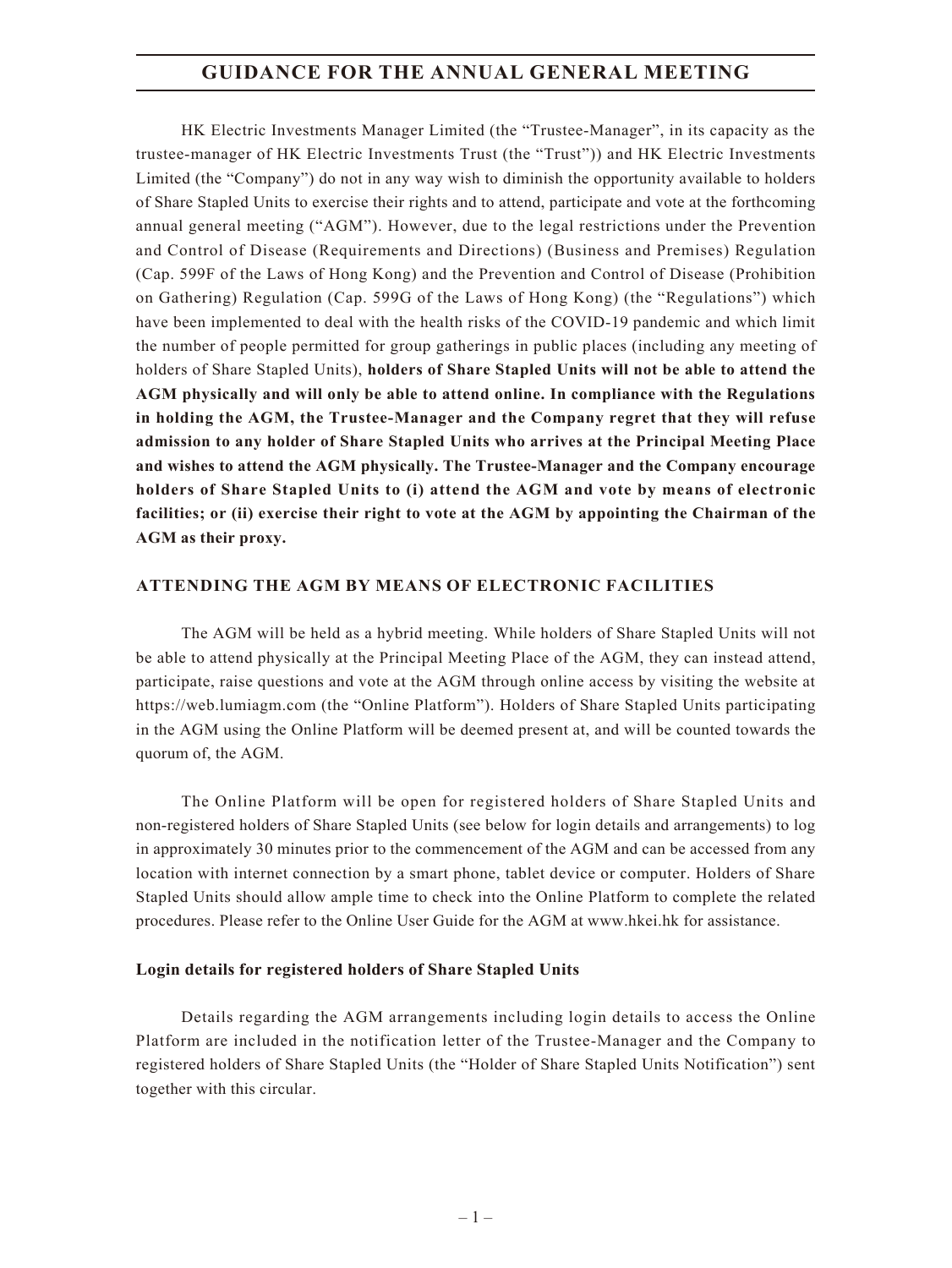# GUIDANCE FOR THE ANNUAL GENERAL MEETING

HK Electric Investments Manager Limited (the "Trustee-Manager", in its capacity as the trustee-manager of HK Electric Investments Trust (the "Trust")) and HK Electric Investments Limited (the "Company") do not in any way wish to diminish the opportunity available to holders of Share Stapled Units to exercise their rights and to attend, participate and vote at the forthcoming annual general meeting ("AGM"). However, due to the legal restrictions under the Prevention and Control of Disease (Requirements and Directions) (Business and Premises) Regulation (Cap. 599F of the Laws of Hong Kong) and the Prevention and Control of Disease (Prohibition on Gathering) Regulation (Cap. 599G of the Laws of Hong Kong) (the "Regulations") which have been implemented to deal with the health risks of the COVID-19 pandemic and which limit the number of people permitted for group gatherings in public places (including any meeting of holders of Share Stapled Units), **holders of Share Stapled Units will not be able to attend the AGM physically and will only be able to attend online. In compliance with the Regulations in holding the AGM, the Trustee-Manager and the Company regret that they will refuse admission to any holder of Share Stapled Units who arrives at the Principal Meeting Place and wishes to attend the AGM physically. The Trustee-Manager and the Company encourage holders of Share Stapled Units to (i) attend the AGM and vote by means of electronic facilities; or (ii) exercise their right to vote at the AGM by appointing the Chairman of the AGM as their proxy.**

## ATTENDING THE AGM BY MEANS OF ELECTRONIC FACILITIES

The AGM will be held as a hybrid meeting. While holders of Share Stapled Units will not be able to attend physically at the Principal Meeting Place of the AGM, they can instead attend, participate, raise questions and vote at the AGM through online access by visiting the website at https://web.lumiagm.com (the "Online Platform"). Holders of Share Stapled Units participating in the AGM using the Online Platform will be deemed present at, and will be counted towards the quorum of, the AGM.

The Online Platform will be open for registered holders of Share Stapled Units and non-registered holders of Share Stapled Units (see below for login details and arrangements) to log in approximately 30 minutes prior to the commencement of the AGM and can be accessed from any location with internet connection by a smart phone, tablet device or computer. Holders of Share Stapled Units should allow ample time to check into the Online Platform to complete the related procedures. Please refer to the Online User Guide for the AGM at www.hkei.hk for assistance.

### Login details for registered holders of Share Stapled Units

Details regarding the AGM arrangements including login details to access the Online Platform are included in the notification letter of the Trustee-Manager and the Company to registered holders of Share Stapled Units (the "Holder of Share Stapled Units Notification") sent together with this circular.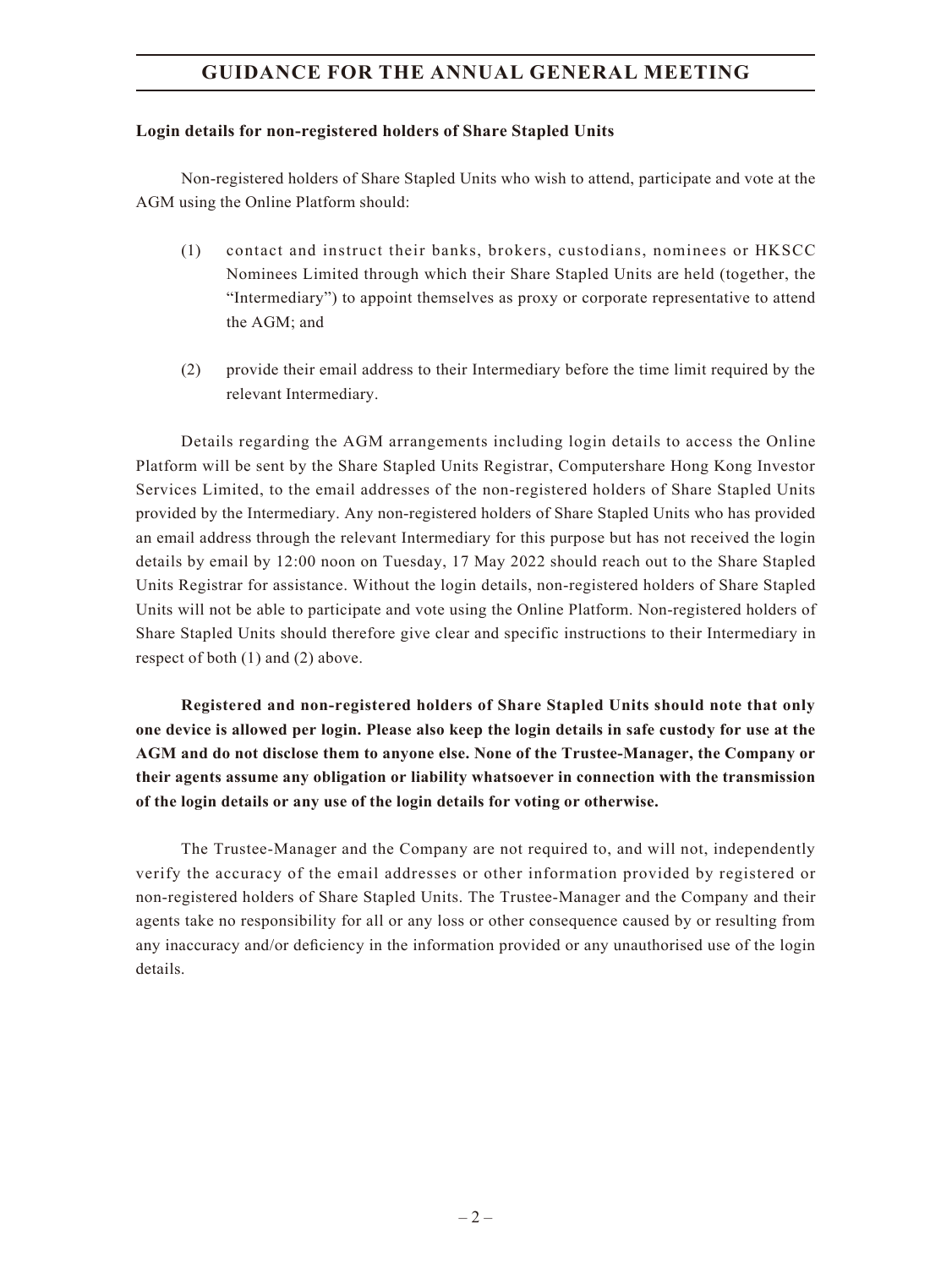**Login details for non-registered holders of Share Stapled Units**

Non-registered holders of Share Stapled Units who wish to attend, participate and vote at the AGM using the Online Platform should:

(1) contact and instruct their banks, brokers, custodians, nominees or HKSCC Nominees Limited through which their Share Stapled Units are held (together, the "Intermediary") to appoint themselves as proxy or corporate representative to attend the AGM; and

(2) provide their email address to their Intermediary before the time limit required by the relevant Intermediary.

Details regarding the AGM arrangements including login details to access the Online Platform will be sent by the Share Stapled Units Registrar, Computershare Hong Kong Investor Services Limited, to the email addresses of the non-registered holders of Share Stapled Units provided by the Intermediary. Any non-registered holders of Share Stapled Units who has provided an email address through the relevant Intermediary for this purpose but has not received the login details by email by 12:00 noon on Tuesday, 17 May 2022 should reach out to the Share Stapled Units Registrar for assistance. Without the login details, non-registered holders of Share Stapled Units will not be able to participate and vote using the Online Platform. Non-registered holders of Share Stapled Units should therefore give clear and specific instructions to their Intermediary in respect of both (1) and (2) above.

**Registered and non-registered holders of Share Stapled Units should note that only one device is allowed per login. Please also keep the login details in safe custody for use at the AGM and do not disclose them to anyone else. None of the Trustee-Manager, the Company or their agents assume any obligation or liability whatsoever in connection with the transmission of the login details or any use of the login details for voting or otherwise.**

The Trustee-Manager and the Company are not required to, and will not, independently verify the accuracy of the email addresses or other information provided by registered or non-registered holders of Share Stapled Units. The Trustee-Manager and the Company and their agents take no responsibility for all or any loss or other consequence caused by or resulting from any inaccuracy and/or deficiency in the information provided or any unauthorised use of the login details.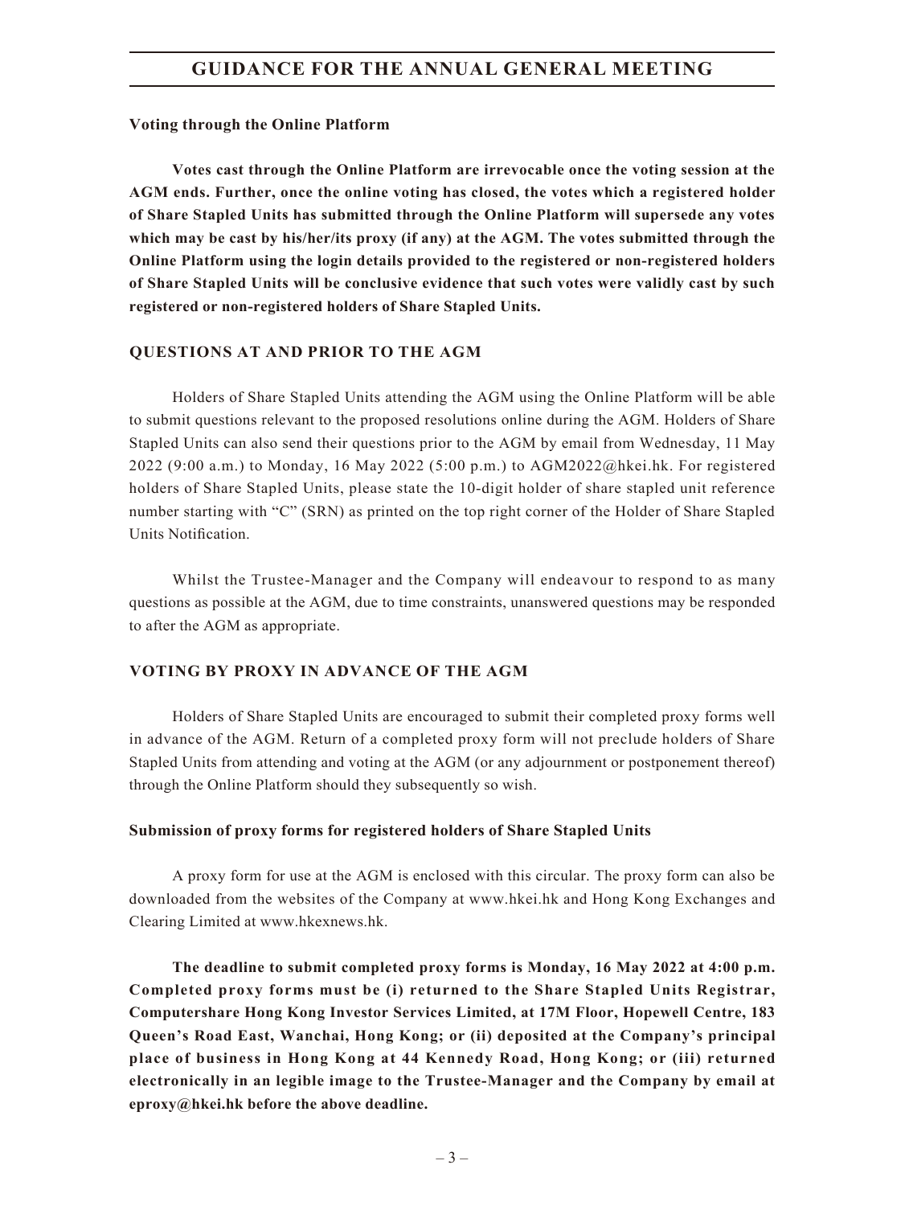**Voting through the Online Platform**

**Votes cast through the Online Platform are irrevocable once the voting session at the AGM ends. Further, once the online voting has closed, the votes which a registered holder of Share Stapled Units has submitted through the Online Platform will supersede any votes which may be cast by his/her/its proxy (if any) at the AGM. The votes submitted through the Online Platform using the login details provided to the registered or non-registered holders of Share Stapled Units will be conclusive evidence that such votes were validly cast by such registered or non-registered holders of Share Stapled Units.**

## QUESTIONS AT AND PRIOR TO THE AGM

Holders of Share Stapled Units attending the AGM using the Online Platform will be able to submit questions relevant to the proposed resolutions online during the AGM. Holders of Share Stapled Units can also send their questions prior to the AGM by email from Wednesday, 11 May 2022 (9:00 a.m.) to Monday, 16 May 2022 (5:00 p.m.) to AGM2022@hkei.hk. For registered holders of Share Stapled Units, please state the 10-digit holder of share stapled unit reference number starting with "C" (SRN) as printed on the top right corner of the Holder of Share Stapled Units Notification.

Whilst the Trustee-Manager and the Company will endeavour to respond to as many questions as possible at the AGM, due to time constraints, unanswered questions may be responded to after the AGM as appropriate.

## VOTING BY PROXY IN ADVANCE OF THE AGM

Holders of Share Stapled Units are encouraged to submit their completed proxy forms well in advance of the AGM. Return of a completed proxy form will not preclude holders of Share Stapled Units from attending and voting at the AGM (or any adjournment or postponement thereof) through the Online Platform should they subsequently so wish.

**Submission of proxy forms for registered holders of Share Stapled Units**

A proxy form for use at the AGM is enclosed with this circular. The proxy form can also be downloaded from the websites of the Company at www.hkei.hk and Hong Kong Exchanges and Clearing Limited at www.hkexnews.hk.

**The deadline to submit completed proxy forms is Monday, 16 May 2022 at 4:00 p.m. Completed proxy forms must be (i) returned to the Share Stapled Units Registrar, Computershare Hong Kong Investor Services Limited, at 17M Floor, Hopewell Centre, 183 Queen's Road East, Wanchai, Hong Kong; or (ii) deposited at the Company's principal place of business in Hong Kong at 44 Kennedy Road, Hong Kong; or (iii) returned electronically in an legible image to the Trustee-Manager and the Company by email at eproxy@hkei.hk before the above deadline.**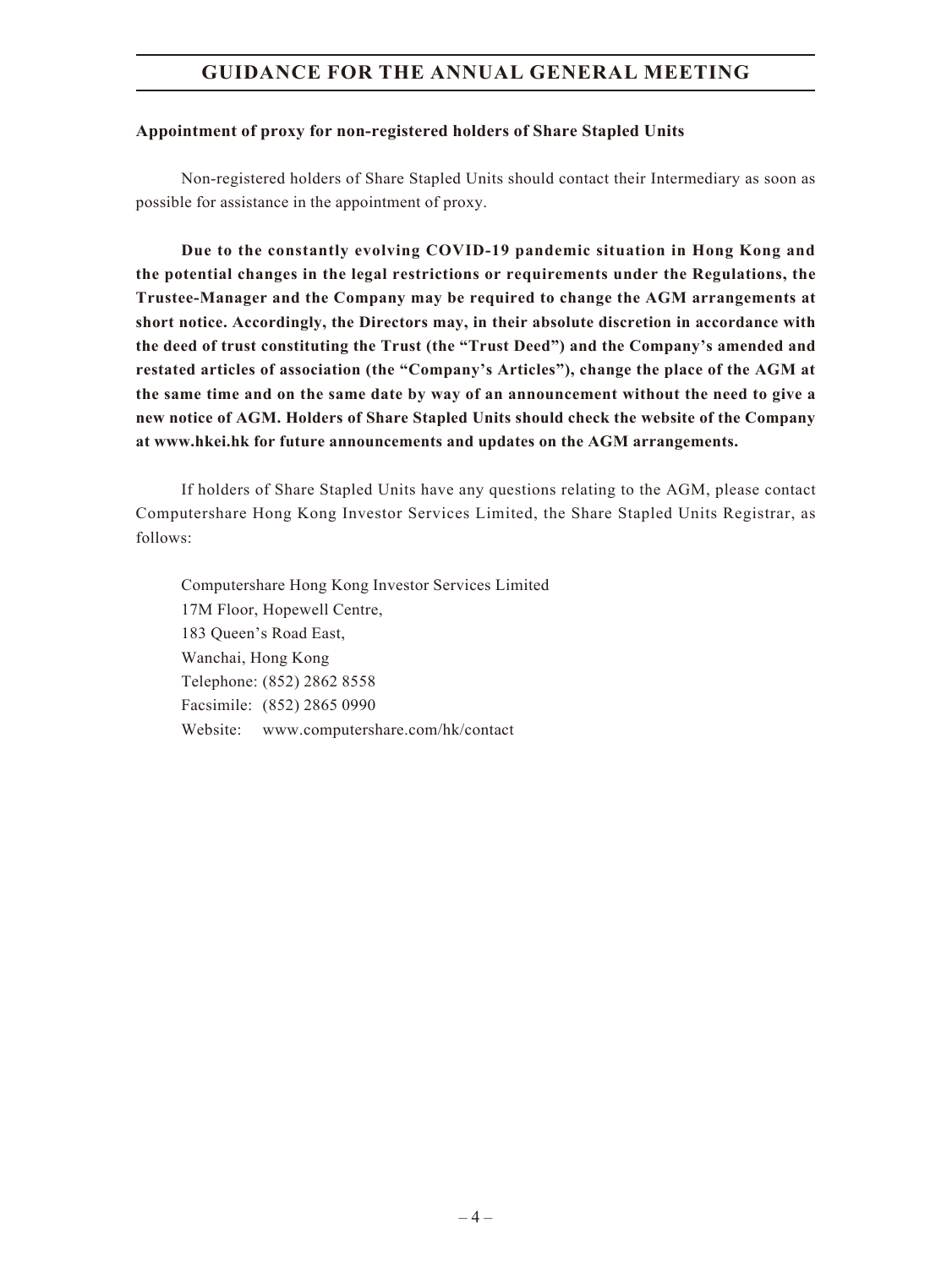**Appointment of proxy for non-registered holders of Share Stapled Units**

Non-registered holders of Share Stapled Units should contact their Intermediary as soon as possible for assistance in the appointment of proxy.

**Due to the constantly evolving COVID-19 pandemic situation in Hong Kong and the potential changes in the legal restrictions or requirements under the Regulations, the Trustee-Manager and the Company may be required to change the AGM arrangements at short notice. Accordingly, the Directors may, in their absolute discretion in accordance with the deed of trust constituting the Trust (the "Trust Deed") and the Company's amended and restated articles of association (the "Company's Articles"), change the place of the AGM at the same time and on the same date by way of an announcement without the need to give a new notice of AGM. Holders of Share Stapled Units should check the website of the Company at www.hkei.hk for future announcements and updates on the AGM arrangements.**

If holders of Share Stapled Units have any questions relating to the AGM, please contact Computershare Hong Kong Investor Services Limited, the Share Stapled Units Registrar, as follows:

Computershare Hong Kong Investor Services Limited
17M Floor, Hopewell Centre,
183 Queen's Road East,
Wanchai, Hong Kong
Telephone: (852) 2862 8558
Facsimile: (852) 2865 0990
Website: www.computershare.com/hk/contact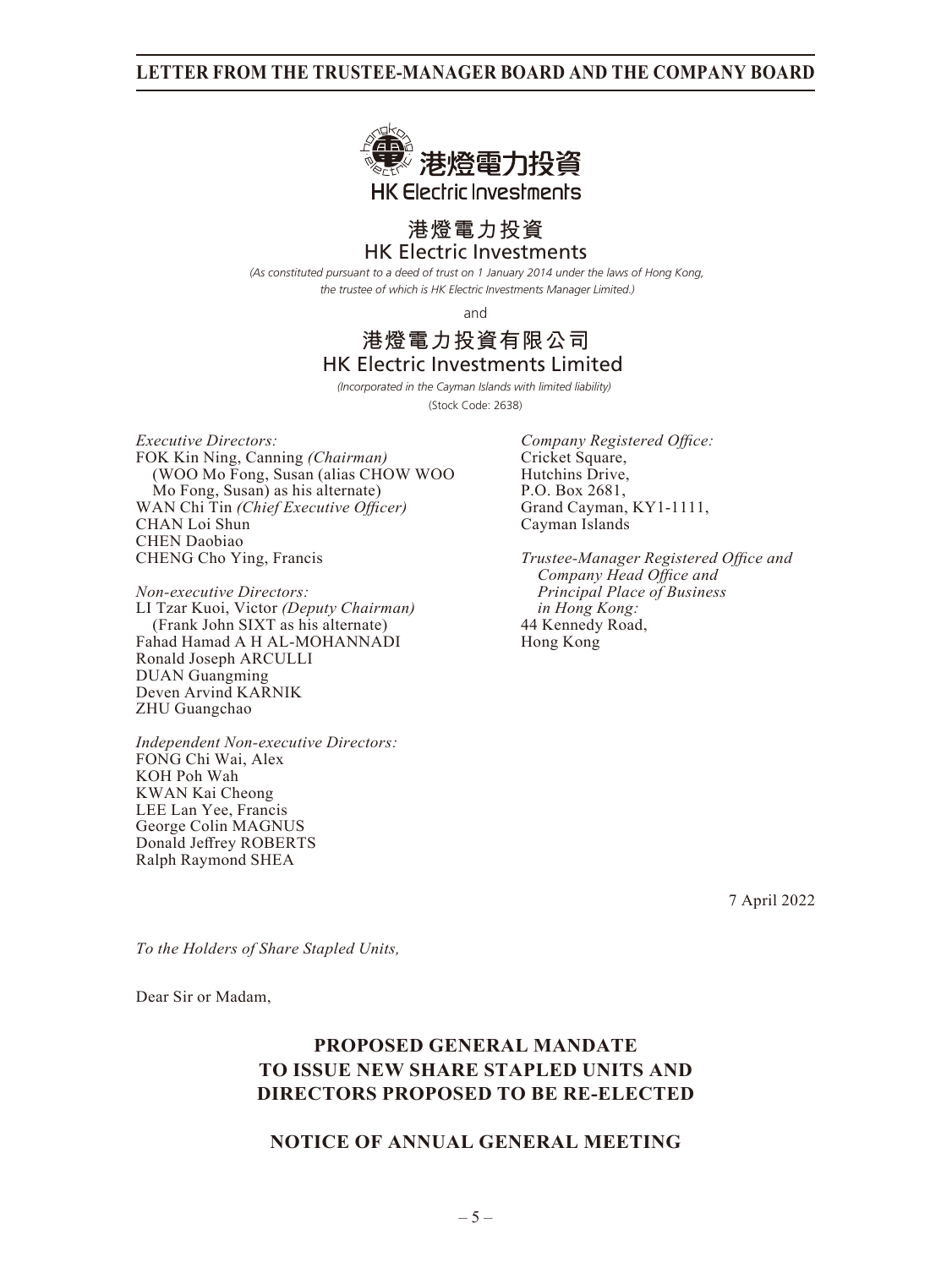港燈電力投資
HK Electric Investments

*(As constituted pursuant to a deed of trust on 1 January 2014 under the laws of Hong Kong, the trustee of which is HK Electric Investments Manager Limited.)*

and

港燈電力投資有限公司
HK Electric Investments Limited

*(Incorporated in the Cayman Islands with limited liability)*

(Stock Code: 2638)

*Executive Directors:*
FOK Kin Ning, Canning *(Chairman)*
(WOO Mo Fong, Susan (alias CHOW WOO Mo Fong, Susan) as his alternate)
WAN Chi Tin *(Chief Executive Officer)*
CHAN Loi Shun
CHEN Daobiao
CHENG Cho Ying, Francis

*Non-executive Directors:*
LI Tzar Kuoi, Victor *(Deputy Chairman)*
(Frank John SIXT as his alternate)
Fahad Hamad A H AL-MOHANNADI
Ronald Joseph ARCULLI
DUAN Guangming
Deven Arvind KARNIK
ZHU Guangchao

*Independent Non-executive Directors:*
FONG Chi Wai, Alex
KOH Poh Wah
KWAN Kai Cheong
LEE Lan Yee, Francis
George Colin MAGNUS
Donald Jeffrey ROBERTS
Ralph Raymond SHEA

*Company Registered Office:*
Cricket Square,
Hutchins Drive,
P.O. Box 2681,
Grand Cayman, KY1-1111,
Cayman Islands

*Trustee-Manager Registered Office and Company Head Office and Principal Place of Business in Hong Kong:*
44 Kennedy Road,
Hong Kong

7 April 2022

*To the Holders of Share Stapled Units,*

Dear Sir or Madam,

## PROPOSED GENERAL MANDATE TO ISSUE NEW SHARE STAPLED UNITS AND DIRECTORS PROPOSED TO BE RE-ELECTED

## NOTICE OF ANNUAL GENERAL MEETING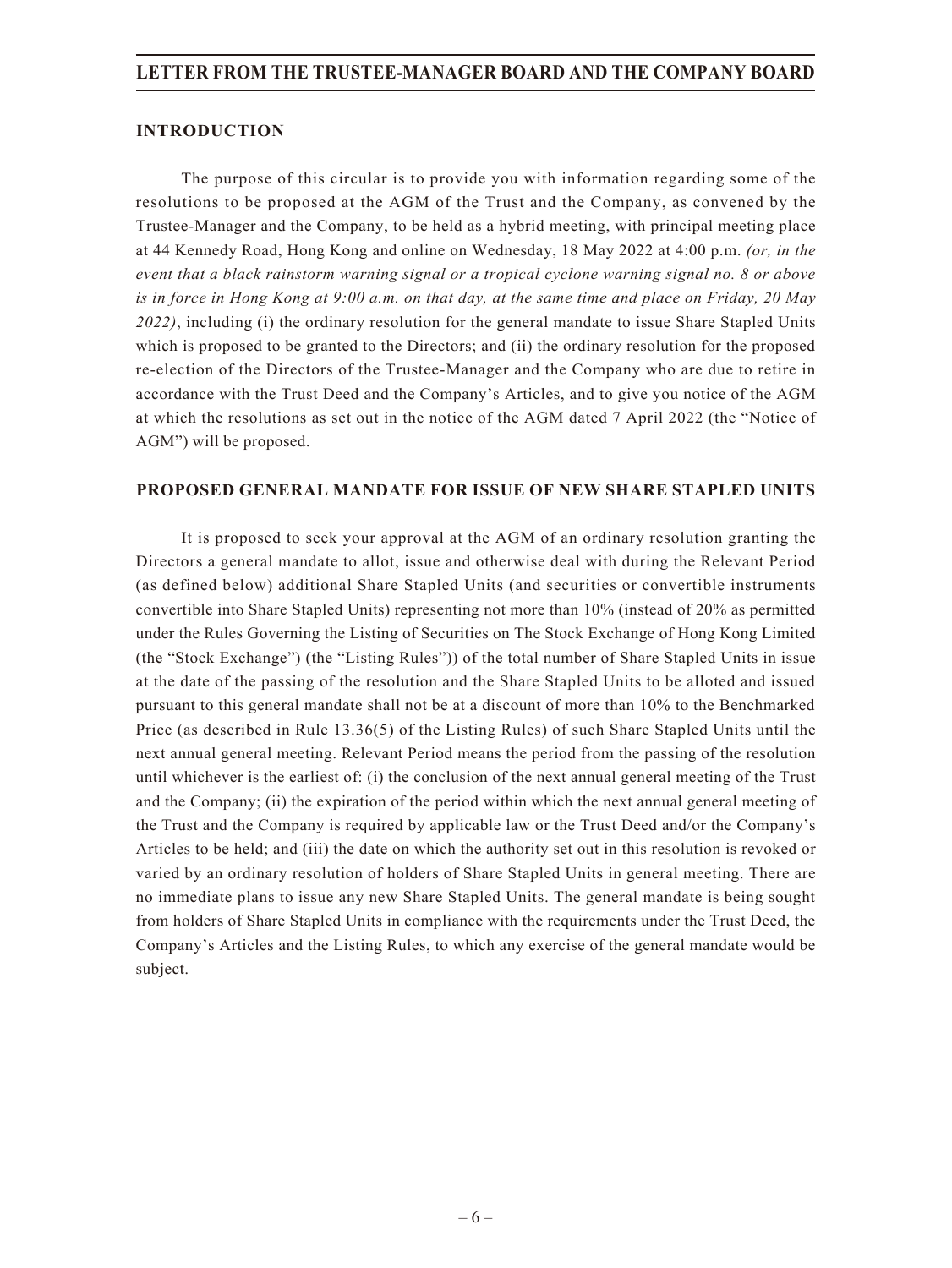## INTRODUCTION

The purpose of this circular is to provide you with information regarding some of the resolutions to be proposed at the AGM of the Trust and the Company, as convened by the Trustee-Manager and the Company, to be held as a hybrid meeting, with principal meeting place at 44 Kennedy Road, Hong Kong and online on Wednesday, 18 May 2022 at 4:00 p.m. *(or, in the event that a black rainstorm warning signal or a tropical cyclone warning signal no. 8 or above is in force in Hong Kong at 9:00 a.m. on that day, at the same time and place on Friday, 20 May 2022)*, including (i) the ordinary resolution for the general mandate to issue Share Stapled Units which is proposed to be granted to the Directors; and (ii) the ordinary resolution for the proposed re-election of the Directors of the Trustee-Manager and the Company who are due to retire in accordance with the Trust Deed and the Company's Articles, and to give you notice of the AGM at which the resolutions as set out in the notice of the AGM dated 7 April 2022 (the "Notice of AGM") will be proposed.

## PROPOSED GENERAL MANDATE FOR ISSUE OF NEW SHARE STAPLED UNITS

It is proposed to seek your approval at the AGM of an ordinary resolution granting the Directors a general mandate to allot, issue and otherwise deal with during the Relevant Period (as defined below) additional Share Stapled Units (and securities or convertible instruments convertible into Share Stapled Units) representing not more than 10% (instead of 20% as permitted under the Rules Governing the Listing of Securities on The Stock Exchange of Hong Kong Limited (the "Stock Exchange") (the "Listing Rules")) of the total number of Share Stapled Units in issue at the date of the passing of the resolution and the Share Stapled Units to be alloted and issued pursuant to this general mandate shall not be at a discount of more than 10% to the Benchmarked Price (as described in Rule 13.36(5) of the Listing Rules) of such Share Stapled Units until the next annual general meeting. Relevant Period means the period from the passing of the resolution until whichever is the earliest of: (i) the conclusion of the next annual general meeting of the Trust and the Company; (ii) the expiration of the period within which the next annual general meeting of the Trust and the Company is required by applicable law or the Trust Deed and/or the Company's Articles to be held; and (iii) the date on which the authority set out in this resolution is revoked or varied by an ordinary resolution of holders of Share Stapled Units in general meeting. There are no immediate plans to issue any new Share Stapled Units. The general mandate is being sought from holders of Share Stapled Units in compliance with the requirements under the Trust Deed, the Company's Articles and the Listing Rules, to which any exercise of the general mandate would be subject.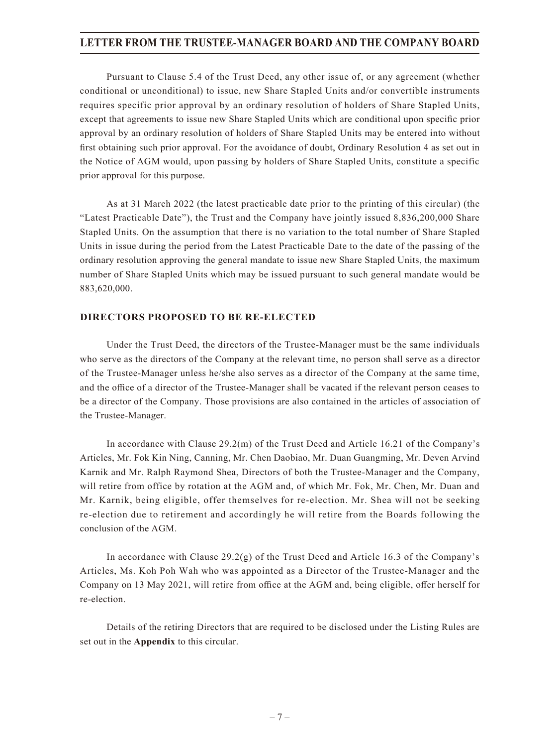Pursuant to Clause 5.4 of the Trust Deed, any other issue of, or any agreement (whether conditional or unconditional) to issue, new Share Stapled Units and/or convertible instruments requires specific prior approval by an ordinary resolution of holders of Share Stapled Units, except that agreements to issue new Share Stapled Units which are conditional upon specific prior approval by an ordinary resolution of holders of Share Stapled Units may be entered into without first obtaining such prior approval. For the avoidance of doubt, Ordinary Resolution 4 as set out in the Notice of AGM would, upon passing by holders of Share Stapled Units, constitute a specific prior approval for this purpose.

As at 31 March 2022 (the latest practicable date prior to the printing of this circular) (the "Latest Practicable Date"), the Trust and the Company have jointly issued 8,836,200,000 Share Stapled Units. On the assumption that there is no variation to the total number of Share Stapled Units in issue during the period from the Latest Practicable Date to the date of the passing of the ordinary resolution approving the general mandate to issue new Share Stapled Units, the maximum number of Share Stapled Units which may be issued pursuant to such general mandate would be 883,620,000.

## DIRECTORS PROPOSED TO BE RE-ELECTED

Under the Trust Deed, the directors of the Trustee-Manager must be the same individuals who serve as the directors of the Company at the relevant time, no person shall serve as a director of the Trustee-Manager unless he/she also serves as a director of the Company at the same time, and the office of a director of the Trustee-Manager shall be vacated if the relevant person ceases to be a director of the Company. Those provisions are also contained in the articles of association of the Trustee-Manager.

In accordance with Clause 29.2(m) of the Trust Deed and Article 16.21 of the Company's Articles, Mr. Fok Kin Ning, Canning, Mr. Chen Daobiao, Mr. Duan Guangming, Mr. Deven Arvind Karnik and Mr. Ralph Raymond Shea, Directors of both the Trustee-Manager and the Company, will retire from office by rotation at the AGM and, of which Mr. Fok, Mr. Chen, Mr. Duan and Mr. Karnik, being eligible, offer themselves for re-election. Mr. Shea will not be seeking re-election due to retirement and accordingly he will retire from the Boards following the conclusion of the AGM.

In accordance with Clause 29.2(g) of the Trust Deed and Article 16.3 of the Company's Articles, Ms. Koh Poh Wah who was appointed as a Director of the Trustee-Manager and the Company on 13 May 2021, will retire from office at the AGM and, being eligible, offer herself for re-election.

Details of the retiring Directors that are required to be disclosed under the Listing Rules are set out in the **Appendix** to this circular.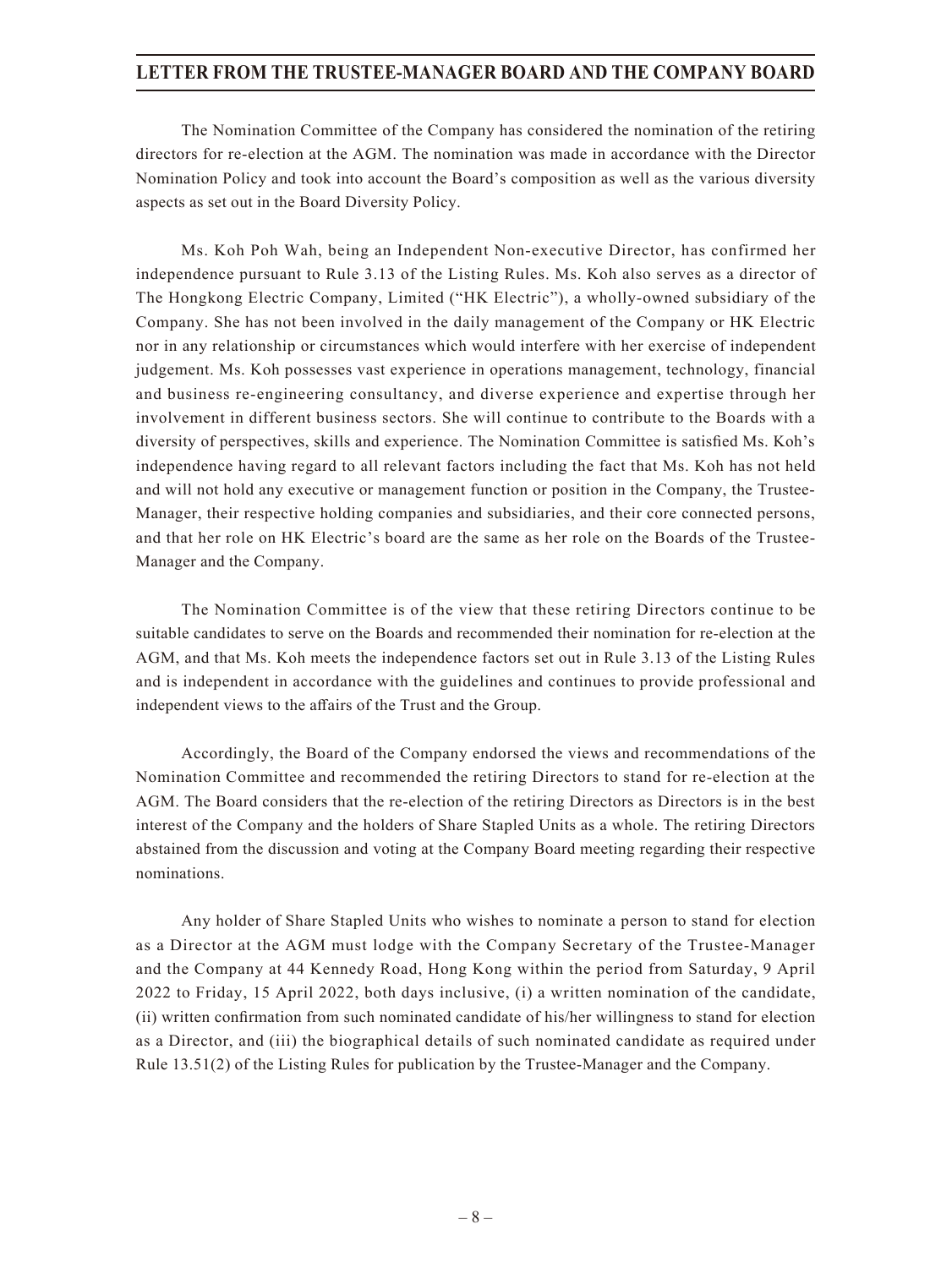The Nomination Committee of the Company has considered the nomination of the retiring directors for re-election at the AGM. The nomination was made in accordance with the Director Nomination Policy and took into account the Board's composition as well as the various diversity aspects as set out in the Board Diversity Policy.

Ms. Koh Poh Wah, being an Independent Non-executive Director, has confirmed her independence pursuant to Rule 3.13 of the Listing Rules. Ms. Koh also serves as a director of The Hongkong Electric Company, Limited ("HK Electric"), a wholly-owned subsidiary of the Company. She has not been involved in the daily management of the Company or HK Electric nor in any relationship or circumstances which would interfere with her exercise of independent judgement. Ms. Koh possesses vast experience in operations management, technology, financial and business re-engineering consultancy, and diverse experience and expertise through her involvement in different business sectors. She will continue to contribute to the Boards with a diversity of perspectives, skills and experience. The Nomination Committee is satisfied Ms. Koh's independence having regard to all relevant factors including the fact that Ms. Koh has not held and will not hold any executive or management function or position in the Company, the Trustee-Manager, their respective holding companies and subsidiaries, and their core connected persons, and that her role on HK Electric's board are the same as her role on the Boards of the Trustee-Manager and the Company.

The Nomination Committee is of the view that these retiring Directors continue to be suitable candidates to serve on the Boards and recommended their nomination for re-election at the AGM, and that Ms. Koh meets the independence factors set out in Rule 3.13 of the Listing Rules and is independent in accordance with the guidelines and continues to provide professional and independent views to the affairs of the Trust and the Group.

Accordingly, the Board of the Company endorsed the views and recommendations of the Nomination Committee and recommended the retiring Directors to stand for re-election at the AGM. The Board considers that the re-election of the retiring Directors as Directors is in the best interest of the Company and the holders of Share Stapled Units as a whole. The retiring Directors abstained from the discussion and voting at the Company Board meeting regarding their respective nominations.

Any holder of Share Stapled Units who wishes to nominate a person to stand for election as a Director at the AGM must lodge with the Company Secretary of the Trustee-Manager and the Company at 44 Kennedy Road, Hong Kong within the period from Saturday, 9 April 2022 to Friday, 15 April 2022, both days inclusive, (i) a written nomination of the candidate, (ii) written confirmation from such nominated candidate of his/her willingness to stand for election as a Director, and (iii) the biographical details of such nominated candidate as required under Rule 13.51(2) of the Listing Rules for publication by the Trustee-Manager and the Company.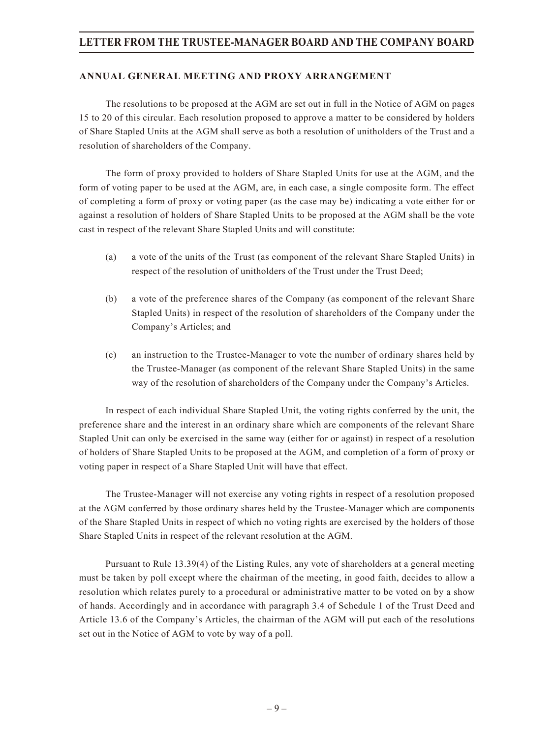## ANNUAL GENERAL MEETING AND PROXY ARRANGEMENT

The resolutions to be proposed at the AGM are set out in full in the Notice of AGM on pages 15 to 20 of this circular. Each resolution proposed to approve a matter to be considered by holders of Share Stapled Units at the AGM shall serve as both a resolution of unitholders of the Trust and a resolution of shareholders of the Company.

The form of proxy provided to holders of Share Stapled Units for use at the AGM, and the form of voting paper to be used at the AGM, are, in each case, a single composite form. The effect of completing a form of proxy or voting paper (as the case may be) indicating a vote either for or against a resolution of holders of Share Stapled Units to be proposed at the AGM shall be the vote cast in respect of the relevant Share Stapled Units and will constitute:

(a) a vote of the units of the Trust (as component of the relevant Share Stapled Units) in respect of the resolution of unitholders of the Trust under the Trust Deed;

(b) a vote of the preference shares of the Company (as component of the relevant Share Stapled Units) in respect of the resolution of shareholders of the Company under the Company's Articles; and

(c) an instruction to the Trustee-Manager to vote the number of ordinary shares held by the Trustee-Manager (as component of the relevant Share Stapled Units) in the same way of the resolution of shareholders of the Company under the Company's Articles.

In respect of each individual Share Stapled Unit, the voting rights conferred by the unit, the preference share and the interest in an ordinary share which are components of the relevant Share Stapled Unit can only be exercised in the same way (either for or against) in respect of a resolution of holders of Share Stapled Units to be proposed at the AGM, and completion of a form of proxy or voting paper in respect of a Share Stapled Unit will have that effect.

The Trustee-Manager will not exercise any voting rights in respect of a resolution proposed at the AGM conferred by those ordinary shares held by the Trustee-Manager which are components of the Share Stapled Units in respect of which no voting rights are exercised by the holders of those Share Stapled Units in respect of the relevant resolution at the AGM.

Pursuant to Rule 13.39(4) of the Listing Rules, any vote of shareholders at a general meeting must be taken by poll except where the chairman of the meeting, in good faith, decides to allow a resolution which relates purely to a procedural or administrative matter to be voted on by a show of hands. Accordingly and in accordance with paragraph 3.4 of Schedule 1 of the Trust Deed and Article 13.6 of the Company's Articles, the chairman of the AGM will put each of the resolutions set out in the Notice of AGM to vote by way of a poll.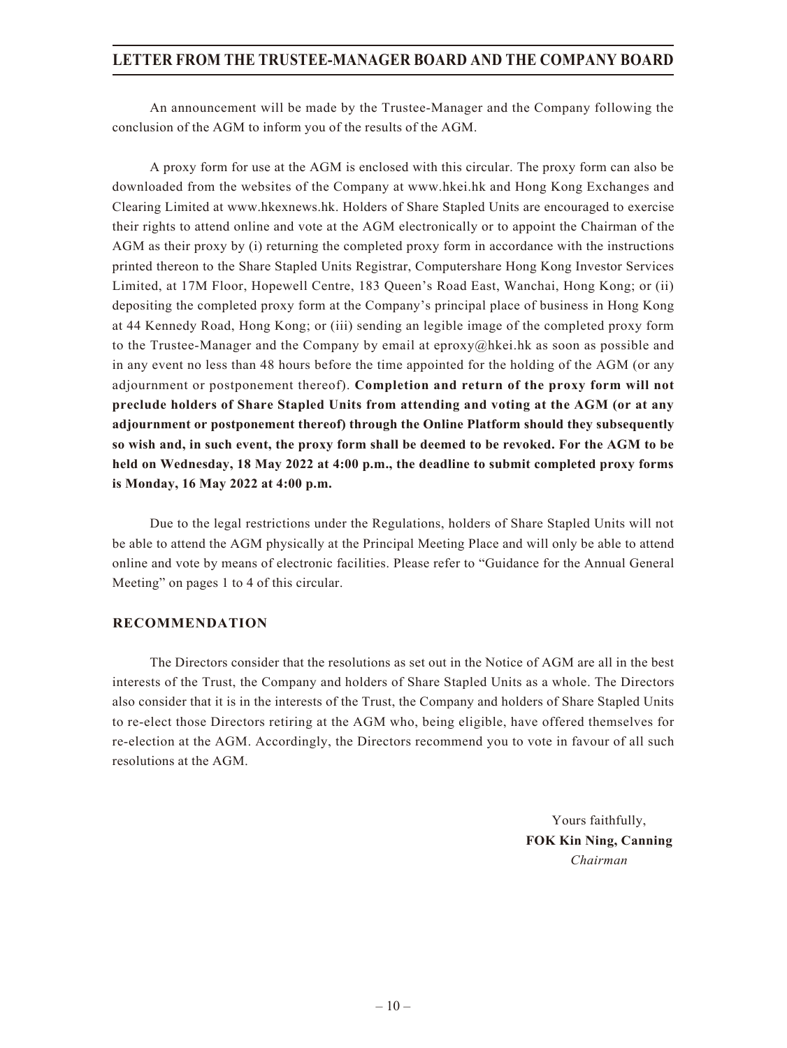An announcement will be made by the Trustee-Manager and the Company following the conclusion of the AGM to inform you of the results of the AGM.

A proxy form for use at the AGM is enclosed with this circular. The proxy form can also be downloaded from the websites of the Company at www.hkei.hk and Hong Kong Exchanges and Clearing Limited at www.hkexnews.hk. Holders of Share Stapled Units are encouraged to exercise their rights to attend online and vote at the AGM electronically or to appoint the Chairman of the AGM as their proxy by (i) returning the completed proxy form in accordance with the instructions printed thereon to the Share Stapled Units Registrar, Computershare Hong Kong Investor Services Limited, at 17M Floor, Hopewell Centre, 183 Queen's Road East, Wanchai, Hong Kong; or (ii) depositing the completed proxy form at the Company's principal place of business in Hong Kong at 44 Kennedy Road, Hong Kong; or (iii) sending an legible image of the completed proxy form to the Trustee-Manager and the Company by email at eproxy@hkei.hk as soon as possible and in any event no less than 48 hours before the time appointed for the holding of the AGM (or any adjournment or postponement thereof). **Completion and return of the proxy form will not preclude holders of Share Stapled Units from attending and voting at the AGM (or at any adjournment or postponement thereof) through the Online Platform should they subsequently so wish and, in such event, the proxy form shall be deemed to be revoked. For the AGM to be held on Wednesday, 18 May 2022 at 4:00 p.m., the deadline to submit completed proxy forms is Monday, 16 May 2022 at 4:00 p.m.**

Due to the legal restrictions under the Regulations, holders of Share Stapled Units will not be able to attend the AGM physically at the Principal Meeting Place and will only be able to attend online and vote by means of electronic facilities. Please refer to "Guidance for the Annual General Meeting" on pages 1 to 4 of this circular.

## RECOMMENDATION

The Directors consider that the resolutions as set out in the Notice of AGM are all in the best interests of the Trust, the Company and holders of Share Stapled Units as a whole. The Directors also consider that it is in the interests of the Trust, the Company and holders of Share Stapled Units to re-elect those Directors retiring at the AGM who, being eligible, have offered themselves for re-election at the AGM. Accordingly, the Directors recommend you to vote in favour of all such resolutions at the AGM.

Yours faithfully,
**FOK Kin Ning, Canning**
*Chairman*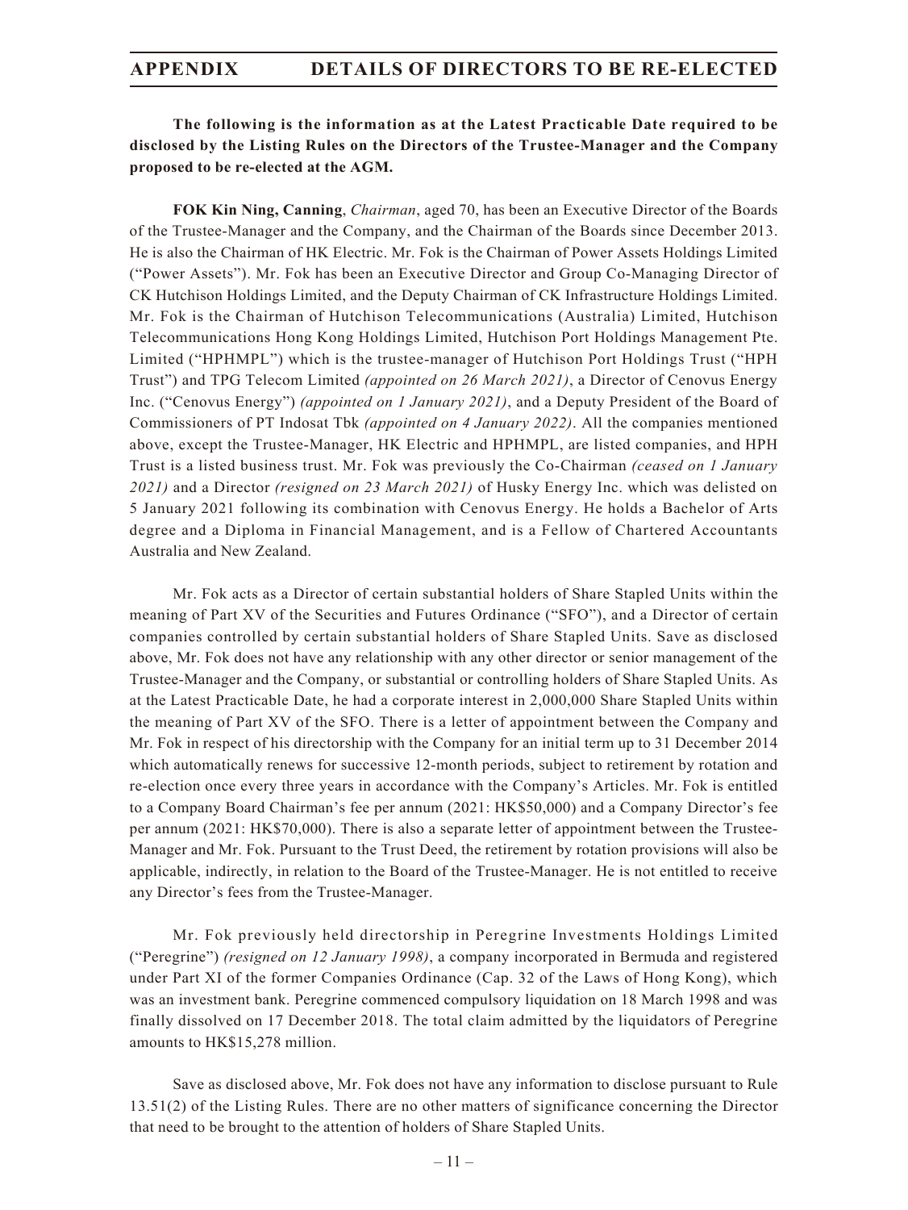**The following is the information as at the Latest Practicable Date required to be disclosed by the Listing Rules on the Directors of the Trustee-Manager and the Company proposed to be re-elected at the AGM.**

**FOK Kin Ning, Canning**, *Chairman*, aged 70, has been an Executive Director of the Boards of the Trustee-Manager and the Company, and the Chairman of the Boards since December 2013. He is also the Chairman of HK Electric. Mr. Fok is the Chairman of Power Assets Holdings Limited ("Power Assets"). Mr. Fok has been an Executive Director and Group Co-Managing Director of CK Hutchison Holdings Limited, and the Deputy Chairman of CK Infrastructure Holdings Limited. Mr. Fok is the Chairman of Hutchison Telecommunications (Australia) Limited, Hutchison Telecommunications Hong Kong Holdings Limited, Hutchison Port Holdings Management Pte. Limited ("HPHMPL") which is the trustee-manager of Hutchison Port Holdings Trust ("HPH Trust") and TPG Telecom Limited *(appointed on 26 March 2021)*, a Director of Cenovus Energy Inc. ("Cenovus Energy") *(appointed on 1 January 2021)*, and a Deputy President of the Board of Commissioners of PT Indosat Tbk *(appointed on 4 January 2022)*. All the companies mentioned above, except the Trustee-Manager, HK Electric and HPHMPL, are listed companies, and HPH Trust is a listed business trust. Mr. Fok was previously the Co-Chairman *(ceased on 1 January 2021)* and a Director *(resigned on 23 March 2021)* of Husky Energy Inc. which was delisted on 5 January 2021 following its combination with Cenovus Energy. He holds a Bachelor of Arts degree and a Diploma in Financial Management, and is a Fellow of Chartered Accountants Australia and New Zealand.

Mr. Fok acts as a Director of certain substantial holders of Share Stapled Units within the meaning of Part XV of the Securities and Futures Ordinance ("SFO"), and a Director of certain companies controlled by certain substantial holders of Share Stapled Units. Save as disclosed above, Mr. Fok does not have any relationship with any other director or senior management of the Trustee-Manager and the Company, or substantial or controlling holders of Share Stapled Units. As at the Latest Practicable Date, he had a corporate interest in 2,000,000 Share Stapled Units within the meaning of Part XV of the SFO. There is a letter of appointment between the Company and Mr. Fok in respect of his directorship with the Company for an initial term up to 31 December 2014 which automatically renews for successive 12-month periods, subject to retirement by rotation and re-election once every three years in accordance with the Company's Articles. Mr. Fok is entitled to a Company Board Chairman's fee per annum (2021: HK$50,000) and a Company Director's fee per annum (2021: HK$70,000). There is also a separate letter of appointment between the Trustee-Manager and Mr. Fok. Pursuant to the Trust Deed, the retirement by rotation provisions will also be applicable, indirectly, in relation to the Board of the Trustee-Manager. He is not entitled to receive any Director's fees from the Trustee-Manager.

Mr. Fok previously held directorship in Peregrine Investments Holdings Limited ("Peregrine") *(resigned on 12 January 1998)*, a company incorporated in Bermuda and registered under Part XI of the former Companies Ordinance (Cap. 32 of the Laws of Hong Kong), which was an investment bank. Peregrine commenced compulsory liquidation on 18 March 1998 and was finally dissolved on 17 December 2018. The total claim admitted by the liquidators of Peregrine amounts to HK$15,278 million.

Save as disclosed above, Mr. Fok does not have any information to disclose pursuant to Rule 13.51(2) of the Listing Rules. There are no other matters of significance concerning the Director that need to be brought to the attention of holders of Share Stapled Units.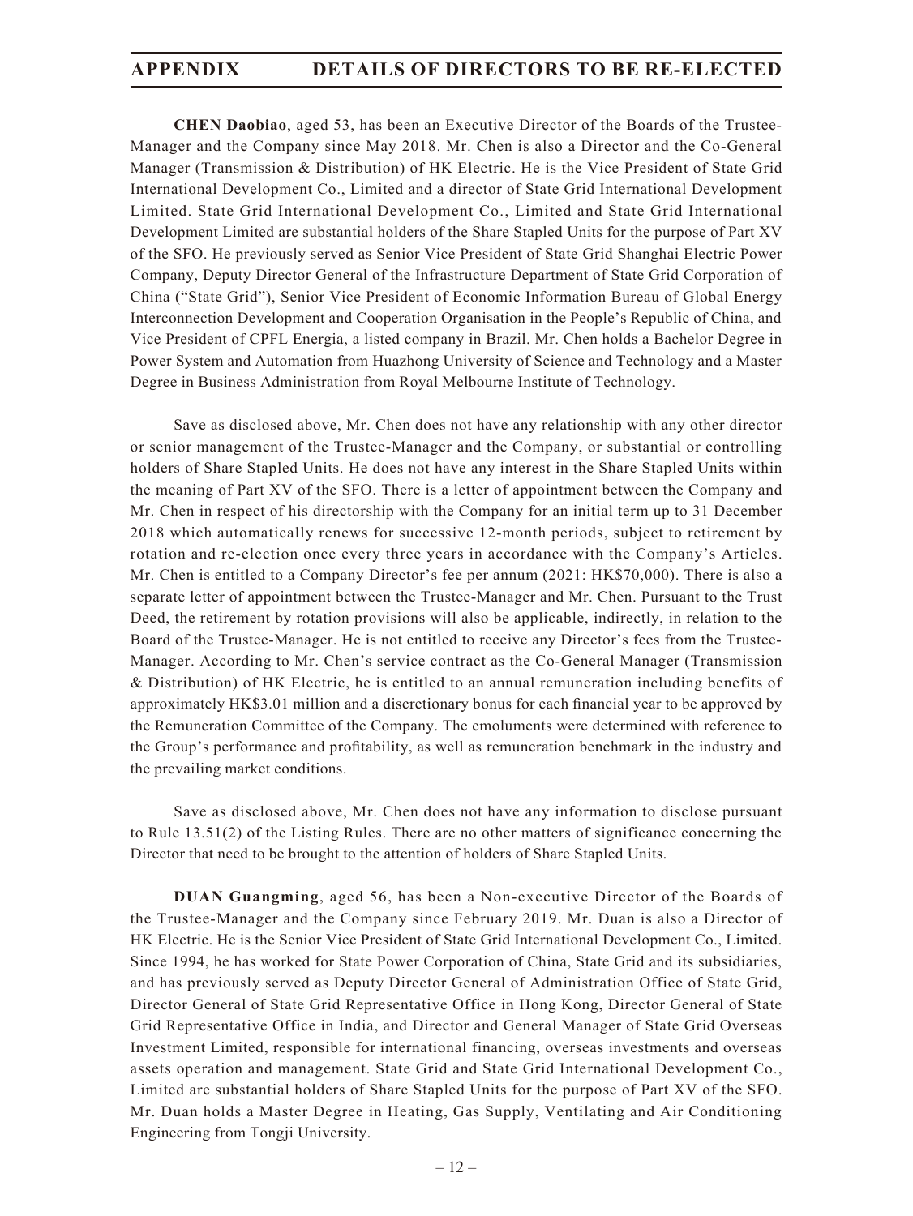**CHEN Daobiao**, aged 53, has been an Executive Director of the Boards of the Trustee-Manager and the Company since May 2018. Mr. Chen is also a Director and the Co-General Manager (Transmission & Distribution) of HK Electric. He is the Vice President of State Grid International Development Co., Limited and a director of State Grid International Development Limited. State Grid International Development Co., Limited and State Grid International Development Limited are substantial holders of the Share Stapled Units for the purpose of Part XV of the SFO. He previously served as Senior Vice President of State Grid Shanghai Electric Power Company, Deputy Director General of the Infrastructure Department of State Grid Corporation of China ("State Grid"), Senior Vice President of Economic Information Bureau of Global Energy Interconnection Development and Cooperation Organisation in the People's Republic of China, and Vice President of CPFL Energia, a listed company in Brazil. Mr. Chen holds a Bachelor Degree in Power System and Automation from Huazhong University of Science and Technology and a Master Degree in Business Administration from Royal Melbourne Institute of Technology.

Save as disclosed above, Mr. Chen does not have any relationship with any other director or senior management of the Trustee-Manager and the Company, or substantial or controlling holders of Share Stapled Units. He does not have any interest in the Share Stapled Units within the meaning of Part XV of the SFO. There is a letter of appointment between the Company and Mr. Chen in respect of his directorship with the Company for an initial term up to 31 December 2018 which automatically renews for successive 12-month periods, subject to retirement by rotation and re-election once every three years in accordance with the Company's Articles. Mr. Chen is entitled to a Company Director's fee per annum (2021: HK$70,000). There is also a separate letter of appointment between the Trustee-Manager and Mr. Chen. Pursuant to the Trust Deed, the retirement by rotation provisions will also be applicable, indirectly, in relation to the Board of the Trustee-Manager. He is not entitled to receive any Director's fees from the Trustee-Manager. According to Mr. Chen's service contract as the Co-General Manager (Transmission & Distribution) of HK Electric, he is entitled to an annual remuneration including benefits of approximately HK$3.01 million and a discretionary bonus for each financial year to be approved by the Remuneration Committee of the Company. The emoluments were determined with reference to the Group's performance and profitability, as well as remuneration benchmark in the industry and the prevailing market conditions.

Save as disclosed above, Mr. Chen does not have any information to disclose pursuant to Rule 13.51(2) of the Listing Rules. There are no other matters of significance concerning the Director that need to be brought to the attention of holders of Share Stapled Units.

**DUAN Guangming**, aged 56, has been a Non-executive Director of the Boards of the Trustee-Manager and the Company since February 2019. Mr. Duan is also a Director of HK Electric. He is the Senior Vice President of State Grid International Development Co., Limited. Since 1994, he has worked for State Power Corporation of China, State Grid and its subsidiaries, and has previously served as Deputy Director General of Administration Office of State Grid, Director General of State Grid Representative Office in Hong Kong, Director General of State Grid Representative Office in India, and Director and General Manager of State Grid Overseas Investment Limited, responsible for international financing, overseas investments and overseas assets operation and management. State Grid and State Grid International Development Co., Limited are substantial holders of Share Stapled Units for the purpose of Part XV of the SFO. Mr. Duan holds a Master Degree in Heating, Gas Supply, Ventilating and Air Conditioning Engineering from Tongji University.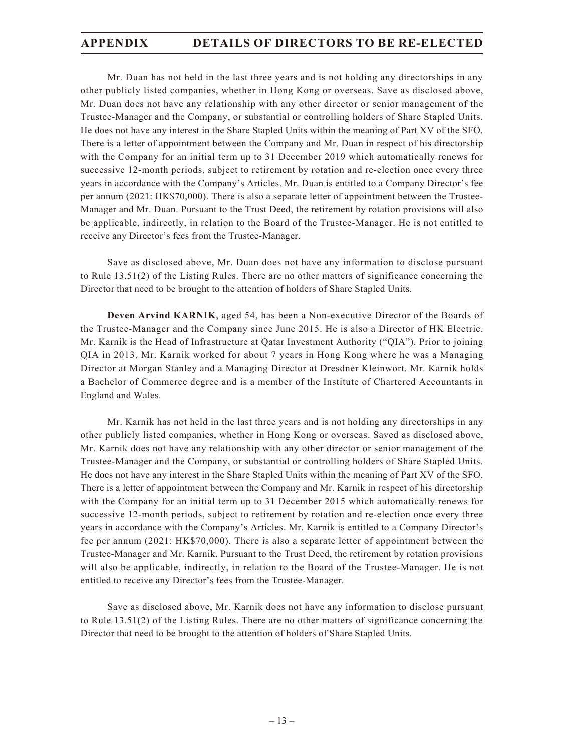Mr. Duan has not held in the last three years and is not holding any directorships in any other publicly listed companies, whether in Hong Kong or overseas. Save as disclosed above, Mr. Duan does not have any relationship with any other director or senior management of the Trustee-Manager and the Company, or substantial or controlling holders of Share Stapled Units. He does not have any interest in the Share Stapled Units within the meaning of Part XV of the SFO. There is a letter of appointment between the Company and Mr. Duan in respect of his directorship with the Company for an initial term up to 31 December 2019 which automatically renews for successive 12-month periods, subject to retirement by rotation and re-election once every three years in accordance with the Company's Articles. Mr. Duan is entitled to a Company Director's fee per annum (2021: HK$70,000). There is also a separate letter of appointment between the Trustee-Manager and Mr. Duan. Pursuant to the Trust Deed, the retirement by rotation provisions will also be applicable, indirectly, in relation to the Board of the Trustee-Manager. He is not entitled to receive any Director's fees from the Trustee-Manager.

Save as disclosed above, Mr. Duan does not have any information to disclose pursuant to Rule 13.51(2) of the Listing Rules. There are no other matters of significance concerning the Director that need to be brought to the attention of holders of Share Stapled Units.

**Deven Arvind KARNIK**, aged 54, has been a Non-executive Director of the Boards of the Trustee-Manager and the Company since June 2015. He is also a Director of HK Electric. Mr. Karnik is the Head of Infrastructure at Qatar Investment Authority ("QIA"). Prior to joining QIA in 2013, Mr. Karnik worked for about 7 years in Hong Kong where he was a Managing Director at Morgan Stanley and a Managing Director at Dresdner Kleinwort. Mr. Karnik holds a Bachelor of Commerce degree and is a member of the Institute of Chartered Accountants in England and Wales.

Mr. Karnik has not held in the last three years and is not holding any directorships in any other publicly listed companies, whether in Hong Kong or overseas. Saved as disclosed above, Mr. Karnik does not have any relationship with any other director or senior management of the Trustee-Manager and the Company, or substantial or controlling holders of Share Stapled Units. He does not have any interest in the Share Stapled Units within the meaning of Part XV of the SFO. There is a letter of appointment between the Company and Mr. Karnik in respect of his directorship with the Company for an initial term up to 31 December 2015 which automatically renews for successive 12-month periods, subject to retirement by rotation and re-election once every three years in accordance with the Company's Articles. Mr. Karnik is entitled to a Company Director's fee per annum (2021: HK$70,000). There is also a separate letter of appointment between the Trustee-Manager and Mr. Karnik. Pursuant to the Trust Deed, the retirement by rotation provisions will also be applicable, indirectly, in relation to the Board of the Trustee-Manager. He is not entitled to receive any Director's fees from the Trustee-Manager.

Save as disclosed above, Mr. Karnik does not have any information to disclose pursuant to Rule 13.51(2) of the Listing Rules. There are no other matters of significance concerning the Director that need to be brought to the attention of holders of Share Stapled Units.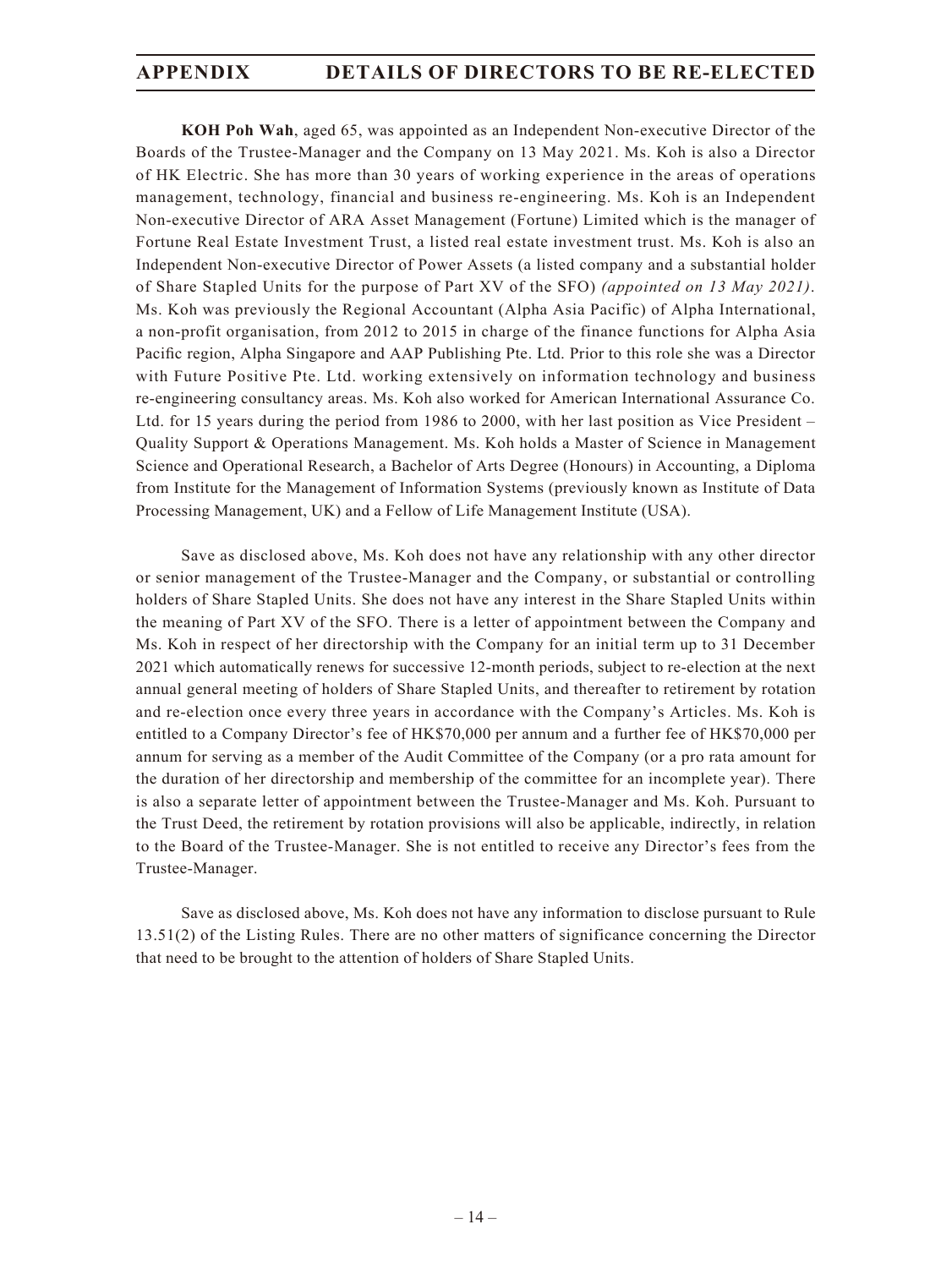**KOH Poh Wah**, aged 65, was appointed as an Independent Non-executive Director of the Boards of the Trustee-Manager and the Company on 13 May 2021. Ms. Koh is also a Director of HK Electric. She has more than 30 years of working experience in the areas of operations management, technology, financial and business re-engineering. Ms. Koh is an Independent Non-executive Director of ARA Asset Management (Fortune) Limited which is the manager of Fortune Real Estate Investment Trust, a listed real estate investment trust. Ms. Koh is also an Independent Non-executive Director of Power Assets (a listed company and a substantial holder of Share Stapled Units for the purpose of Part XV of the SFO) *(appointed on 13 May 2021)*. Ms. Koh was previously the Regional Accountant (Alpha Asia Pacific) of Alpha International, a non-profit organisation, from 2012 to 2015 in charge of the finance functions for Alpha Asia Pacific region, Alpha Singapore and AAP Publishing Pte. Ltd. Prior to this role she was a Director with Future Positive Pte. Ltd. working extensively on information technology and business re-engineering consultancy areas. Ms. Koh also worked for American International Assurance Co. Ltd. for 15 years during the period from 1986 to 2000, with her last position as Vice President – Quality Support & Operations Management. Ms. Koh holds a Master of Science in Management Science and Operational Research, a Bachelor of Arts Degree (Honours) in Accounting, a Diploma from Institute for the Management of Information Systems (previously known as Institute of Data Processing Management, UK) and a Fellow of Life Management Institute (USA).

Save as disclosed above, Ms. Koh does not have any relationship with any other director or senior management of the Trustee-Manager and the Company, or substantial or controlling holders of Share Stapled Units. She does not have any interest in the Share Stapled Units within the meaning of Part XV of the SFO. There is a letter of appointment between the Company and Ms. Koh in respect of her directorship with the Company for an initial term up to 31 December 2021 which automatically renews for successive 12-month periods, subject to re-election at the next annual general meeting of holders of Share Stapled Units, and thereafter to retirement by rotation and re-election once every three years in accordance with the Company's Articles. Ms. Koh is entitled to a Company Director's fee of HK$70,000 per annum and a further fee of HK$70,000 per annum for serving as a member of the Audit Committee of the Company (or a pro rata amount for the duration of her directorship and membership of the committee for an incomplete year). There is also a separate letter of appointment between the Trustee-Manager and Ms. Koh. Pursuant to the Trust Deed, the retirement by rotation provisions will also be applicable, indirectly, in relation to the Board of the Trustee-Manager. She is not entitled to receive any Director's fees from the Trustee-Manager.

Save as disclosed above, Ms. Koh does not have any information to disclose pursuant to Rule 13.51(2) of the Listing Rules. There are no other matters of significance concerning the Director that need to be brought to the attention of holders of Share Stapled Units.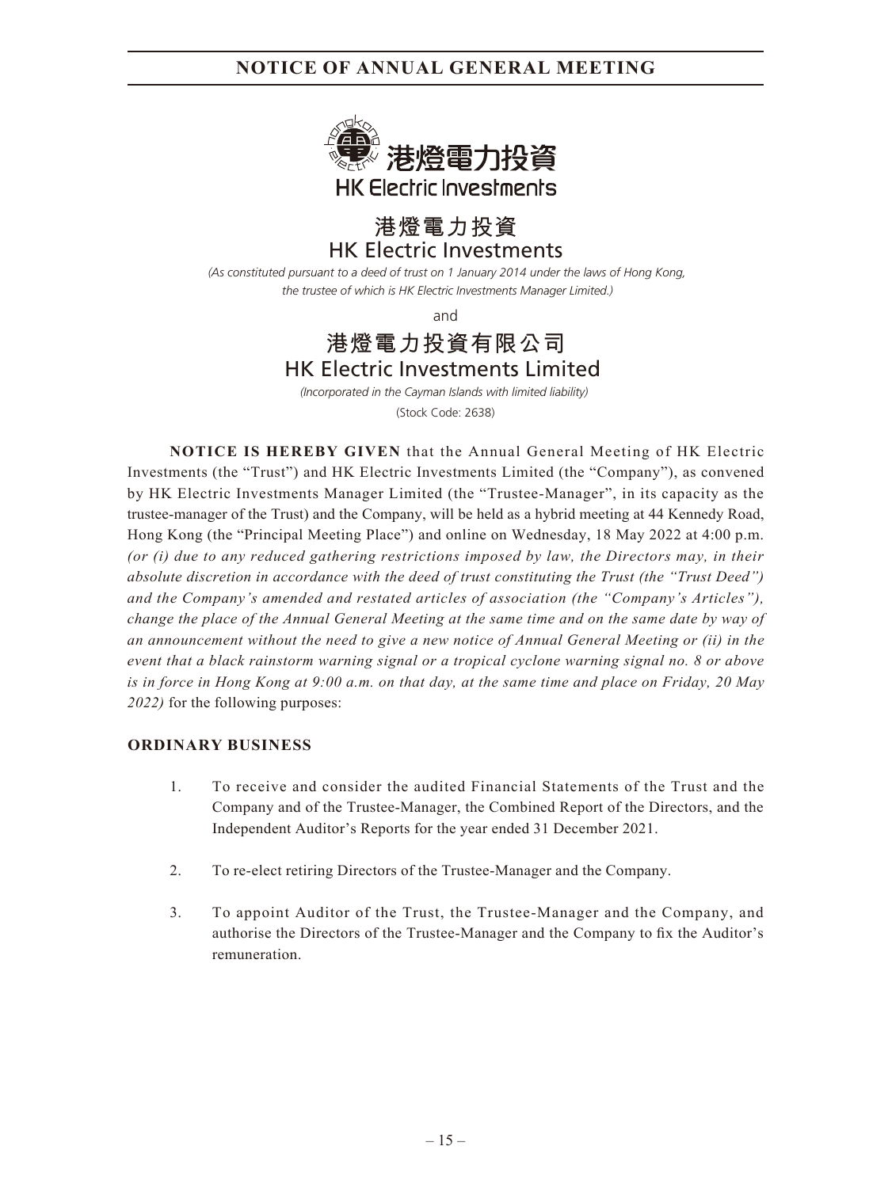# NOTICE OF ANNUAL GENERAL MEETING

港燈電力投資
HK Electric Investments

## 港燈電力投資
## HK Electric Investments

*(As constituted pursuant to a deed of trust on 1 January 2014 under the laws of Hong Kong, the trustee of which is HK Electric Investments Manager Limited.)*

and

## 港燈電力投資有限公司
## HK Electric Investments Limited

*(Incorporated in the Cayman Islands with limited liability)*

(Stock Code: 2638)

**NOTICE IS HEREBY GIVEN** that the Annual General Meeting of HK Electric Investments (the "Trust") and HK Electric Investments Limited (the "Company"), as convened by HK Electric Investments Manager Limited (the "Trustee-Manager", in its capacity as the trustee-manager of the Trust) and the Company, will be held as a hybrid meeting at 44 Kennedy Road, Hong Kong (the "Principal Meeting Place") and online on Wednesday, 18 May 2022 at 4:00 p.m. *(or (i) due to any reduced gathering restrictions imposed by law, the Directors may, in their absolute discretion in accordance with the deed of trust constituting the Trust (the "Trust Deed") and the Company's amended and restated articles of association (the "Company's Articles"), change the place of the Annual General Meeting at the same time and on the same date by way of an announcement without the need to give a new notice of Annual General Meeting or (ii) in the event that a black rainstorm warning signal or a tropical cyclone warning signal no. 8 or above is in force in Hong Kong at 9:00 a.m. on that day, at the same time and place on Friday, 20 May 2022)* for the following purposes:

**ORDINARY BUSINESS**

1. To receive and consider the audited Financial Statements of the Trust and the Company and of the Trustee-Manager, the Combined Report of the Directors, and the Independent Auditor's Reports for the year ended 31 December 2021.

2. To re-elect retiring Directors of the Trustee-Manager and the Company.

3. To appoint Auditor of the Trust, the Trustee-Manager and the Company, and authorise the Directors of the Trustee-Manager and the Company to fix the Auditor's remuneration.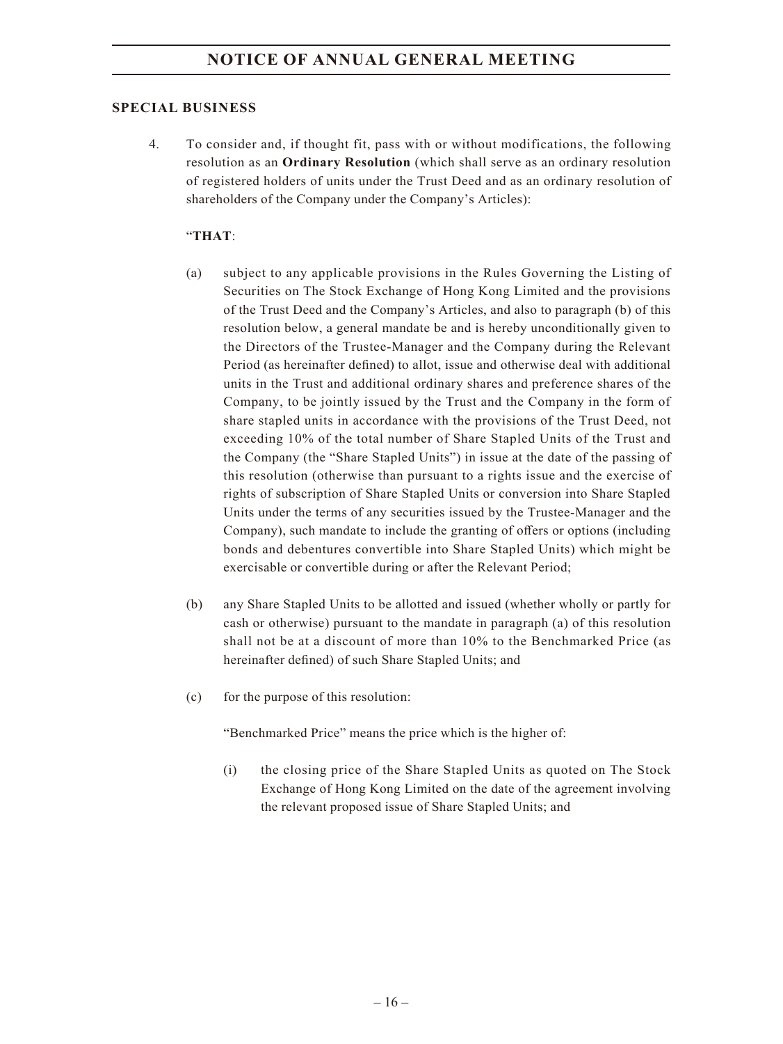## SPECIAL BUSINESS

4. To consider and, if thought fit, pass with or without modifications, the following resolution as an **Ordinary Resolution** (which shall serve as an ordinary resolution of registered holders of units under the Trust Deed and as an ordinary resolution of shareholders of the Company under the Company's Articles):

   "**THAT**:

   (a) subject to any applicable provisions in the Rules Governing the Listing of Securities on The Stock Exchange of Hong Kong Limited and the provisions of the Trust Deed and the Company's Articles, and also to paragraph (b) of this resolution below, a general mandate be and is hereby unconditionally given to the Directors of the Trustee-Manager and the Company during the Relevant Period (as hereinafter defined) to allot, issue and otherwise deal with additional units in the Trust and additional ordinary shares and preference shares of the Company, to be jointly issued by the Trust and the Company in the form of share stapled units in accordance with the provisions of the Trust Deed, not exceeding 10% of the total number of Share Stapled Units of the Trust and the Company (the "Share Stapled Units") in issue at the date of the passing of this resolution (otherwise than pursuant to a rights issue and the exercise of rights of subscription of Share Stapled Units or conversion into Share Stapled Units under the terms of any securities issued by the Trustee-Manager and the Company), such mandate to include the granting of offers or options (including bonds and debentures convertible into Share Stapled Units) which might be exercisable or convertible during or after the Relevant Period;

   (b) any Share Stapled Units to be allotted and issued (whether wholly or partly for cash or otherwise) pursuant to the mandate in paragraph (a) of this resolution shall not be at a discount of more than 10% to the Benchmarked Price (as hereinafter defined) of such Share Stapled Units; and

   (c) for the purpose of this resolution:

      "Benchmarked Price" means the price which is the higher of:

      (i) the closing price of the Share Stapled Units as quoted on The Stock Exchange of Hong Kong Limited on the date of the agreement involving the relevant proposed issue of Share Stapled Units; and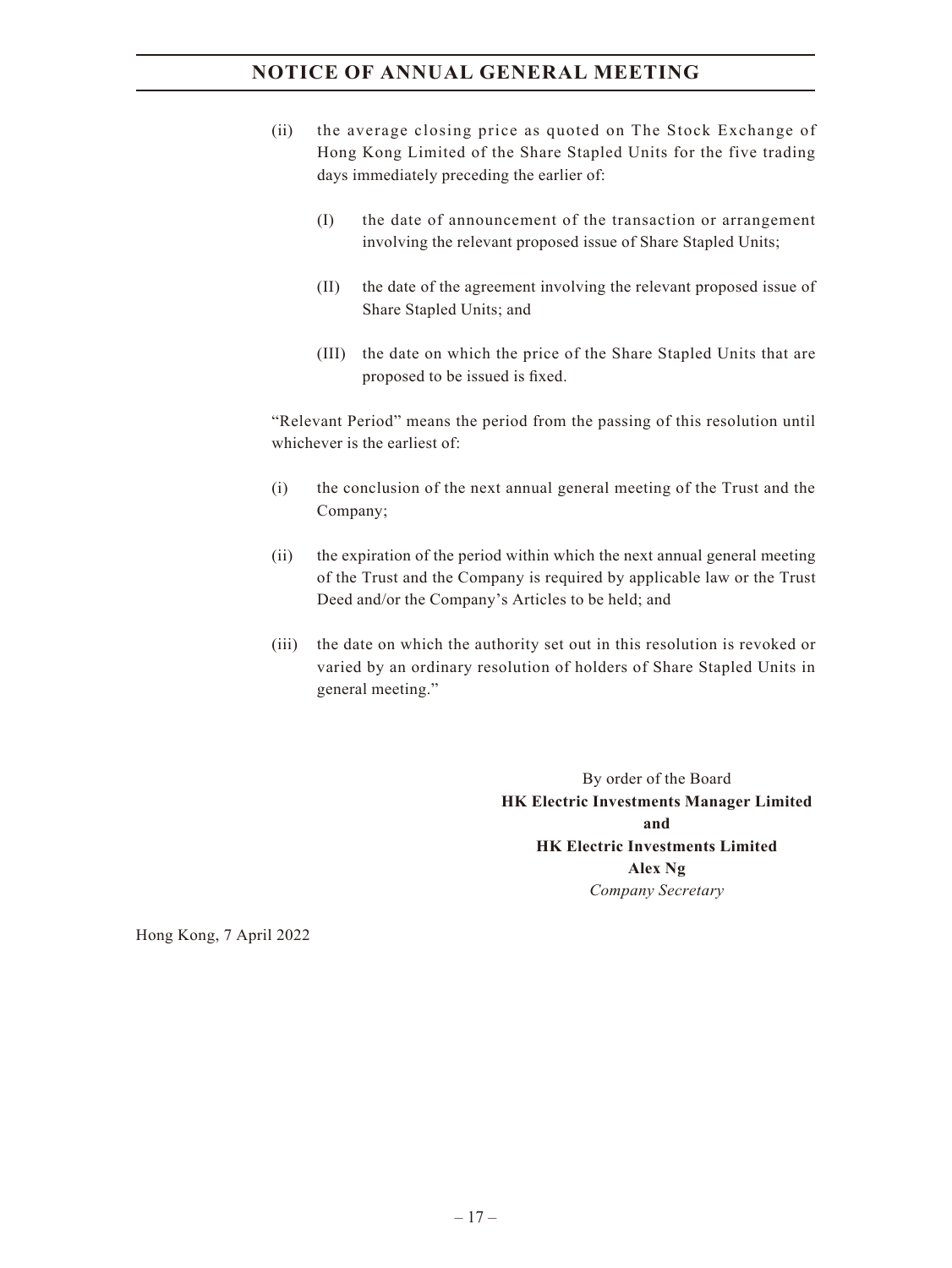(ii) the average closing price as quoted on The Stock Exchange of Hong Kong Limited of the Share Stapled Units for the five trading days immediately preceding the earlier of:

   (I) the date of announcement of the transaction or arrangement involving the relevant proposed issue of Share Stapled Units;

   (II) the date of the agreement involving the relevant proposed issue of Share Stapled Units; and

   (III) the date on which the price of the Share Stapled Units that are proposed to be issued is fixed.

"Relevant Period" means the period from the passing of this resolution until whichever is the earliest of:

(i) the conclusion of the next annual general meeting of the Trust and the Company;

(ii) the expiration of the period within which the next annual general meeting of the Trust and the Company is required by applicable law or the Trust Deed and/or the Company's Articles to be held; and

(iii) the date on which the authority set out in this resolution is revoked or varied by an ordinary resolution of holders of Share Stapled Units in general meeting."

By order of the Board
**HK Electric Investments Manager Limited**
**and**
**HK Electric Investments Limited**
**Alex Ng**
*Company Secretary*

Hong Kong, 7 April 2022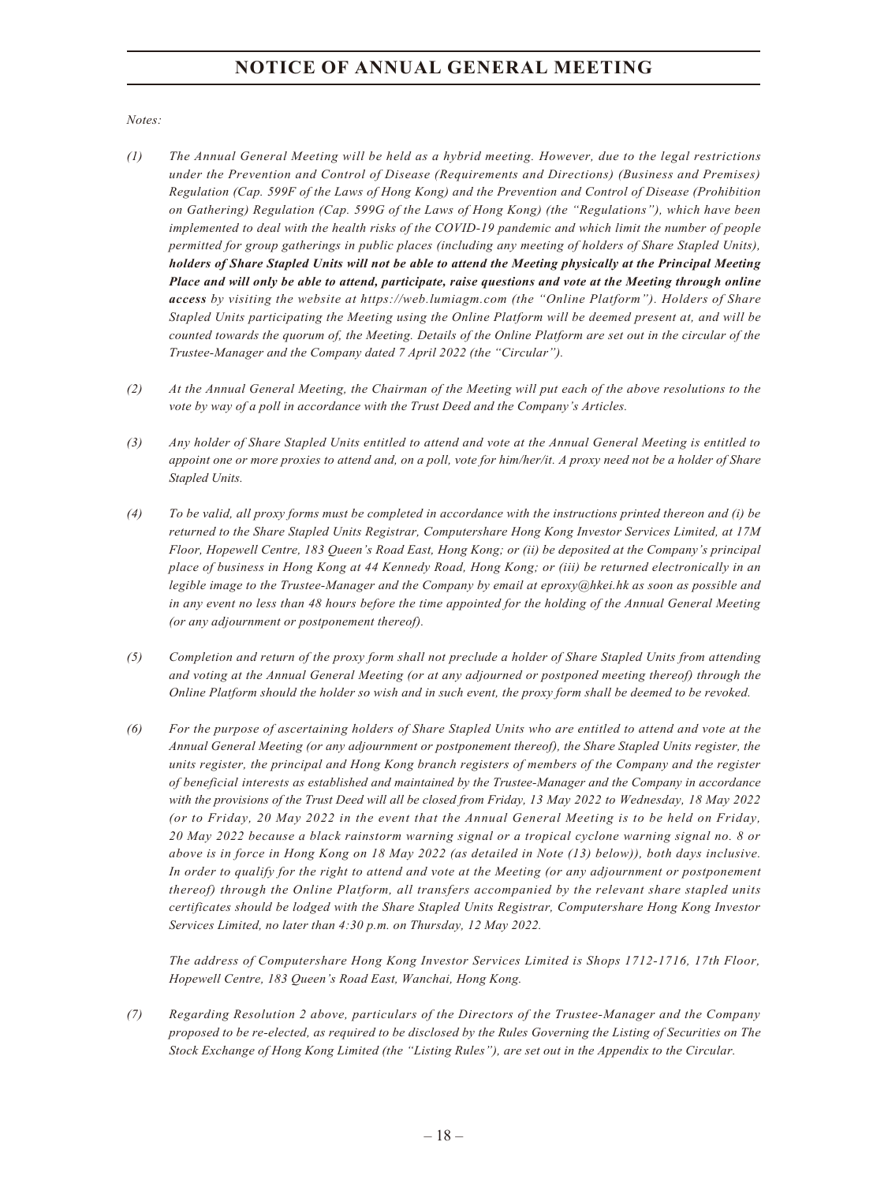# NOTICE OF ANNUAL GENERAL MEETING

*Notes:*

*(1) The Annual General Meeting will be held as a hybrid meeting. However, due to the legal restrictions under the Prevention and Control of Disease (Requirements and Directions) (Business and Premises) Regulation (Cap. 599F of the Laws of Hong Kong) and the Prevention and Control of Disease (Prohibition on Gathering) Regulation (Cap. 599G of the Laws of Hong Kong) (the "Regulations"), which have been implemented to deal with the health risks of the COVID-19 pandemic and which limit the number of people permitted for group gatherings in public places (including any meeting of holders of Share Stapled Units),* ***holders of Share Stapled Units will not be able to attend the Meeting physically at the Principal Meeting Place and will only be able to attend, participate, raise questions and vote at the Meeting through online access*** *by visiting the website at https://web.lumiagm.com (the "Online Platform"). Holders of Share Stapled Units participating the Meeting using the Online Platform will be deemed present at, and will be counted towards the quorum of, the Meeting. Details of the Online Platform are set out in the circular of the Trustee-Manager and the Company dated 7 April 2022 (the "Circular").*

*(2) At the Annual General Meeting, the Chairman of the Meeting will put each of the above resolutions to the vote by way of a poll in accordance with the Trust Deed and the Company's Articles.*

*(3) Any holder of Share Stapled Units entitled to attend and vote at the Annual General Meeting is entitled to appoint one or more proxies to attend and, on a poll, vote for him/her/it. A proxy need not be a holder of Share Stapled Units.*

*(4) To be valid, all proxy forms must be completed in accordance with the instructions printed thereon and (i) be returned to the Share Stapled Units Registrar, Computershare Hong Kong Investor Services Limited, at 17M Floor, Hopewell Centre, 183 Queen's Road East, Hong Kong; or (ii) be deposited at the Company's principal place of business in Hong Kong at 44 Kennedy Road, Hong Kong; or (iii) be returned electronically in an legible image to the Trustee-Manager and the Company by email at eproxy@hkei.hk as soon as possible and in any event no less than 48 hours before the time appointed for the holding of the Annual General Meeting (or any adjournment or postponement thereof).*

*(5) Completion and return of the proxy form shall not preclude a holder of Share Stapled Units from attending and voting at the Annual General Meeting (or at any adjourned or postponed meeting thereof) through the Online Platform should the holder so wish and in such event, the proxy form shall be deemed to be revoked.*

*(6) For the purpose of ascertaining holders of Share Stapled Units who are entitled to attend and vote at the Annual General Meeting (or any adjournment or postponement thereof), the Share Stapled Units register, the units register, the principal and Hong Kong branch registers of members of the Company and the register of beneficial interests as established and maintained by the Trustee-Manager and the Company in accordance with the provisions of the Trust Deed will all be closed from Friday, 13 May 2022 to Wednesday, 18 May 2022 (or to Friday, 20 May 2022 in the event that the Annual General Meeting is to be held on Friday, 20 May 2022 because a black rainstorm warning signal or a tropical cyclone warning signal no. 8 or above is in force in Hong Kong on 18 May 2022 (as detailed in Note (13) below)), both days inclusive. In order to qualify for the right to attend and vote at the Meeting (or any adjournment or postponement thereof) through the Online Platform, all transfers accompanied by the relevant share stapled units certificates should be lodged with the Share Stapled Units Registrar, Computershare Hong Kong Investor Services Limited, no later than 4:30 p.m. on Thursday, 12 May 2022.*

*The address of Computershare Hong Kong Investor Services Limited is Shops 1712-1716, 17th Floor, Hopewell Centre, 183 Queen's Road East, Wanchai, Hong Kong.*

*(7) Regarding Resolution 2 above, particulars of the Directors of the Trustee-Manager and the Company proposed to be re-elected, as required to be disclosed by the Rules Governing the Listing of Securities on The Stock Exchange of Hong Kong Limited (the "Listing Rules"), are set out in the Appendix to the Circular.*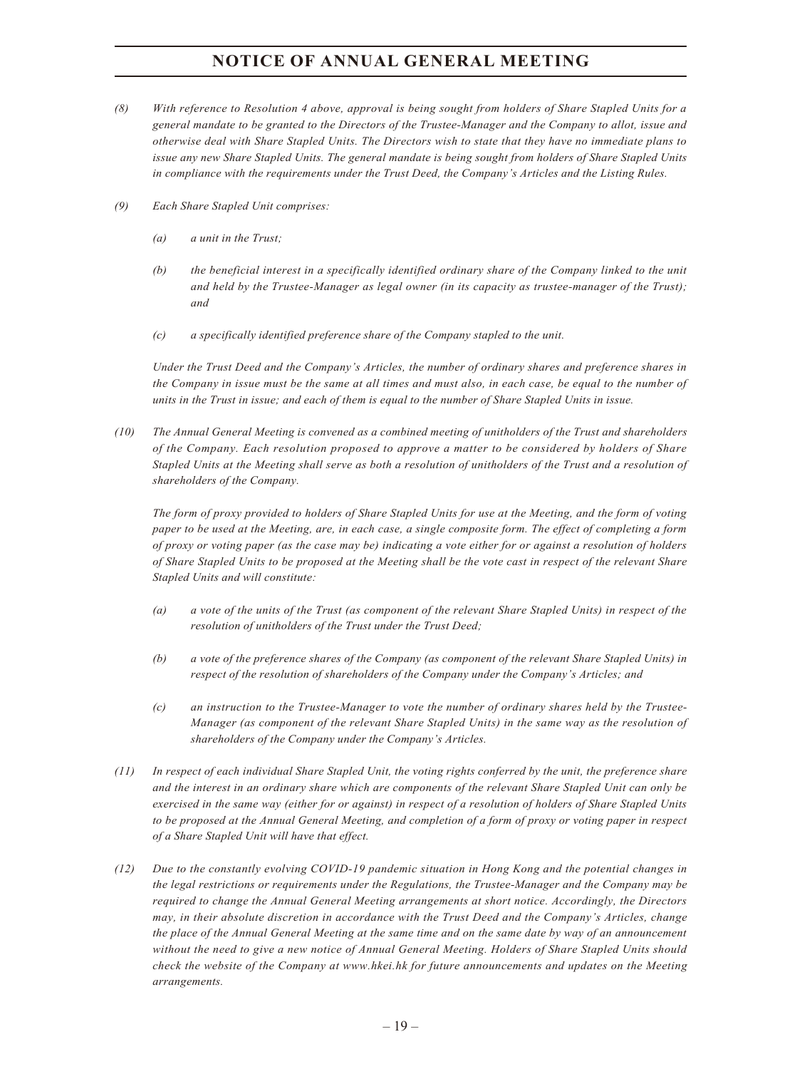# NOTICE OF ANNUAL GENERAL MEETING

*(8) With reference to Resolution 4 above, approval is being sought from holders of Share Stapled Units for a general mandate to be granted to the Directors of the Trustee-Manager and the Company to allot, issue and otherwise deal with Share Stapled Units. The Directors wish to state that they have no immediate plans to issue any new Share Stapled Units. The general mandate is being sought from holders of Share Stapled Units in compliance with the requirements under the Trust Deed, the Company's Articles and the Listing Rules.*

*(9) Each Share Stapled Unit comprises:*

*(a) a unit in the Trust;*

*(b) the beneficial interest in a specifically identified ordinary share of the Company linked to the unit and held by the Trustee-Manager as legal owner (in its capacity as trustee-manager of the Trust); and*

*(c) a specifically identified preference share of the Company stapled to the unit.*

*Under the Trust Deed and the Company's Articles, the number of ordinary shares and preference shares in the Company in issue must be the same at all times and must also, in each case, be equal to the number of units in the Trust in issue; and each of them is equal to the number of Share Stapled Units in issue.*

*(10) The Annual General Meeting is convened as a combined meeting of unitholders of the Trust and shareholders of the Company. Each resolution proposed to approve a matter to be considered by holders of Share Stapled Units at the Meeting shall serve as both a resolution of unitholders of the Trust and a resolution of shareholders of the Company.*

*The form of proxy provided to holders of Share Stapled Units for use at the Meeting, and the form of voting paper to be used at the Meeting, are, in each case, a single composite form. The effect of completing a form of proxy or voting paper (as the case may be) indicating a vote either for or against a resolution of holders of Share Stapled Units to be proposed at the Meeting shall be the vote cast in respect of the relevant Share Stapled Units and will constitute:*

*(a) a vote of the units of the Trust (as component of the relevant Share Stapled Units) in respect of the resolution of unitholders of the Trust under the Trust Deed;*

*(b) a vote of the preference shares of the Company (as component of the relevant Share Stapled Units) in respect of the resolution of shareholders of the Company under the Company's Articles; and*

*(c) an instruction to the Trustee-Manager to vote the number of ordinary shares held by the Trustee-Manager (as component of the relevant Share Stapled Units) in the same way as the resolution of shareholders of the Company under the Company's Articles.*

*(11) In respect of each individual Share Stapled Unit, the voting rights conferred by the unit, the preference share and the interest in an ordinary share which are components of the relevant Share Stapled Unit can only be exercised in the same way (either for or against) in respect of a resolution of holders of Share Stapled Units to be proposed at the Annual General Meeting, and completion of a form of proxy or voting paper in respect of a Share Stapled Unit will have that effect.*

*(12) Due to the constantly evolving COVID-19 pandemic situation in Hong Kong and the potential changes in the legal restrictions or requirements under the Regulations, the Trustee-Manager and the Company may be required to change the Annual General Meeting arrangements at short notice. Accordingly, the Directors may, in their absolute discretion in accordance with the Trust Deed and the Company's Articles, change the place of the Annual General Meeting at the same time and on the same date by way of an announcement without the need to give a new notice of Annual General Meeting. Holders of Share Stapled Units should check the website of the Company at www.hkei.hk for future announcements and updates on the Meeting arrangements.*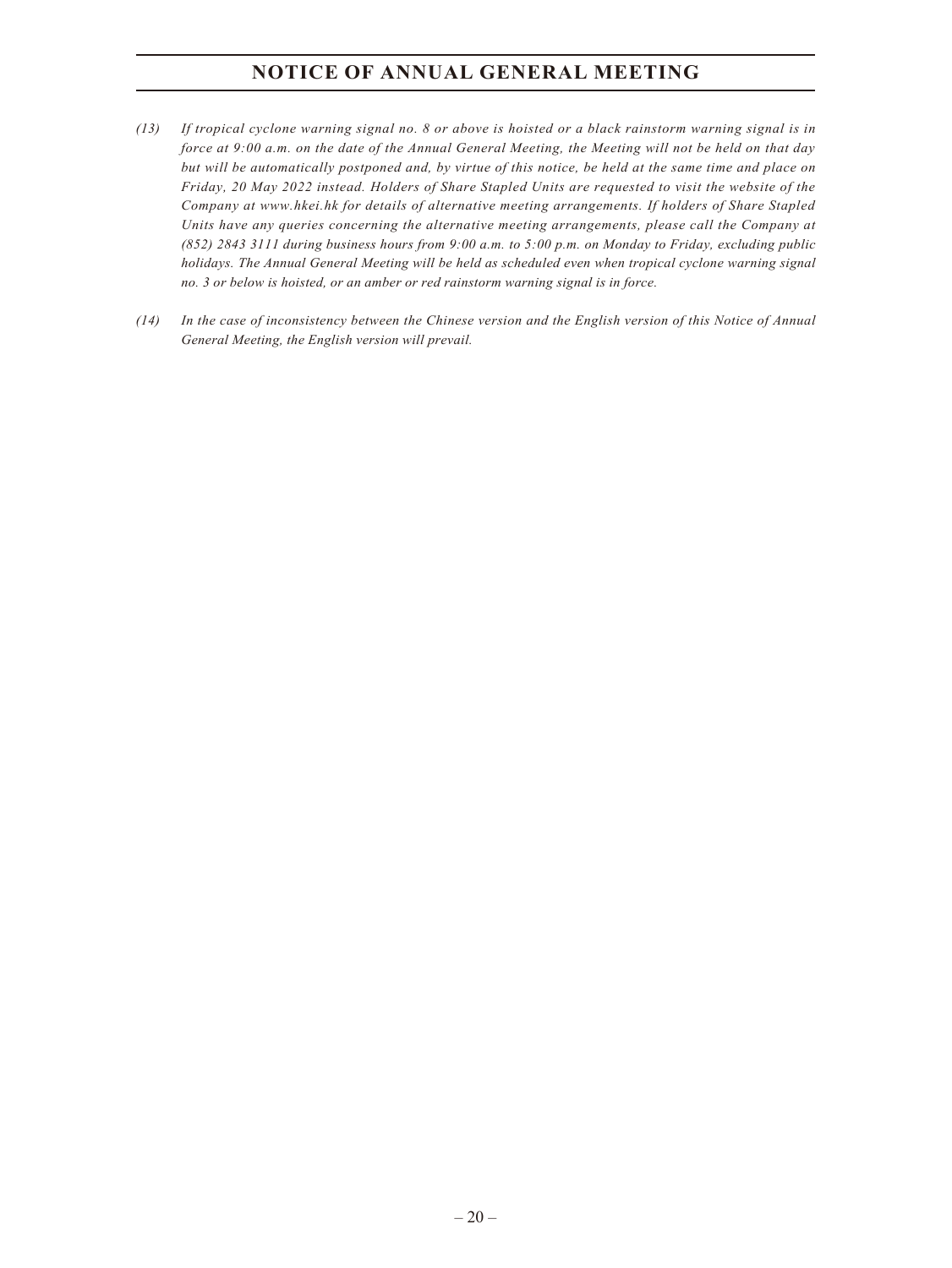*(13) If tropical cyclone warning signal no. 8 or above is hoisted or a black rainstorm warning signal is in force at 9:00 a.m. on the date of the Annual General Meeting, the Meeting will not be held on that day but will be automatically postponed and, by virtue of this notice, be held at the same time and place on Friday, 20 May 2022 instead. Holders of Share Stapled Units are requested to visit the website of the Company at www.hkei.hk for details of alternative meeting arrangements. If holders of Share Stapled Units have any queries concerning the alternative meeting arrangements, please call the Company at (852) 2843 3111 during business hours from 9:00 a.m. to 5:00 p.m. on Monday to Friday, excluding public holidays. The Annual General Meeting will be held as scheduled even when tropical cyclone warning signal no. 3 or below is hoisted, or an amber or red rainstorm warning signal is in force.*

*(14) In the case of inconsistency between the Chinese version and the English version of this Notice of Annual General Meeting, the English version will prevail.*